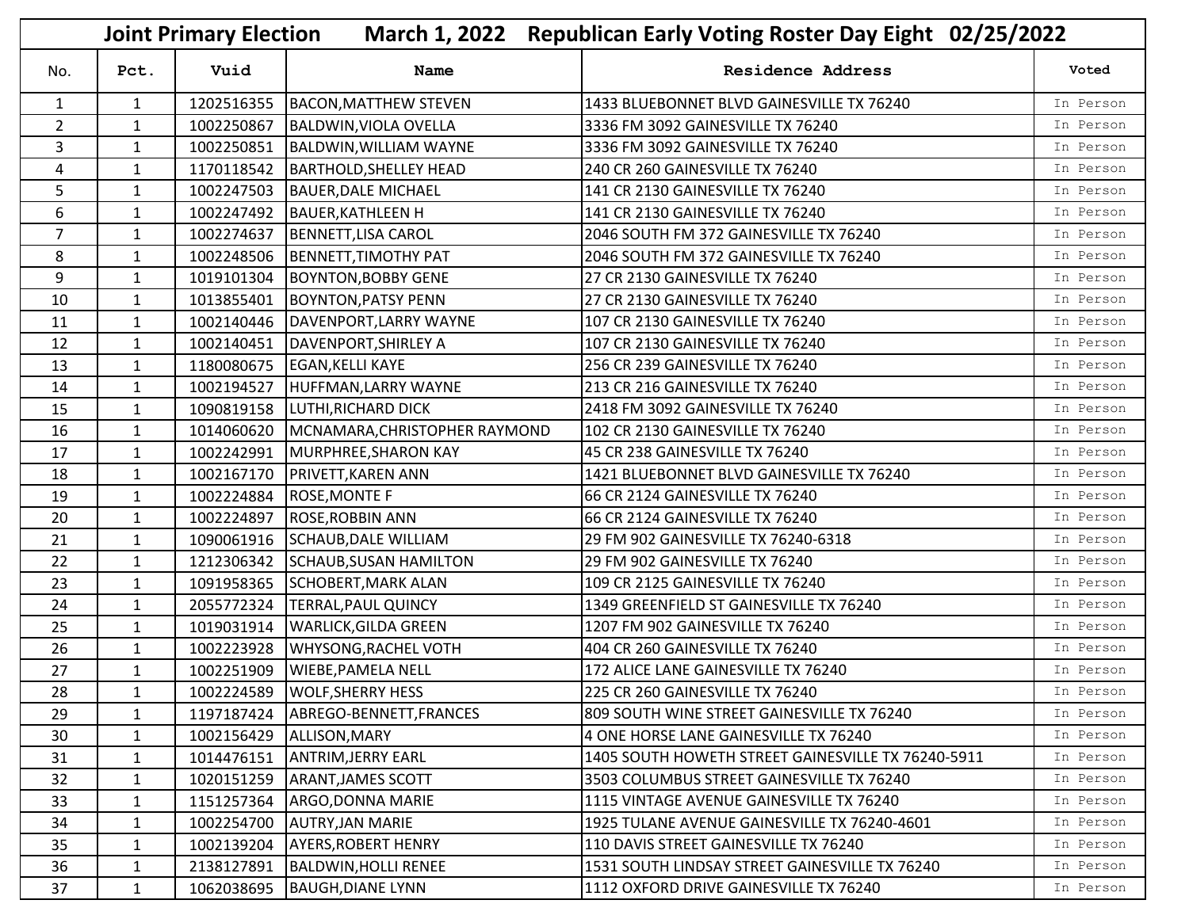# Joint Primary Election March 1, 2022 Republican Early Voting Roster Day Eight 02/25/2022

| No. | Pct. | Vuid | Name | Residence Address | Voted |
|---|---|---|---|---|---|
| 1 | 1 | 1202516355 | BACON,MATTHEW STEVEN | 1433 BLUEBONNET BLVD GAINESVILLE TX 76240 | In Person |
| 2 | 1 | 1002250867 | BALDWIN,VIOLA OVELLA | 3336 FM 3092 GAINESVILLE TX 76240 | In Person |
| 3 | 1 | 1002250851 | BALDWIN,WILLIAM WAYNE | 3336 FM 3092 GAINESVILLE TX 76240 | In Person |
| 4 | 1 | 1170118542 | BARTHOLD,SHELLEY HEAD | 240 CR 260 GAINESVILLE TX 76240 | In Person |
| 5 | 1 | 1002247503 | BAUER,DALE MICHAEL | 141 CR 2130 GAINESVILLE TX 76240 | In Person |
| 6 | 1 | 1002247492 | BAUER,KATHLEEN H | 141 CR 2130 GAINESVILLE TX 76240 | In Person |
| 7 | 1 | 1002274637 | BENNETT,LISA CAROL | 2046 SOUTH FM 372 GAINESVILLE TX 76240 | In Person |
| 8 | 1 | 1002248506 | BENNETT,TIMOTHY PAT | 2046 SOUTH FM 372 GAINESVILLE TX 76240 | In Person |
| 9 | 1 | 1019101304 | BOYNTON,BOBBY GENE | 27 CR 2130 GAINESVILLE TX 76240 | In Person |
| 10 | 1 | 1013855401 | BOYNTON,PATSY PENN | 27 CR 2130 GAINESVILLE TX 76240 | In Person |
| 11 | 1 | 1002140446 | DAVENPORT,LARRY WAYNE | 107 CR 2130 GAINESVILLE TX 76240 | In Person |
| 12 | 1 | 1002140451 | DAVENPORT,SHIRLEY A | 107 CR 2130 GAINESVILLE TX 76240 | In Person |
| 13 | 1 | 1180080675 | EGAN,KELLI KAYE | 256 CR 239 GAINESVILLE TX 76240 | In Person |
| 14 | 1 | 1002194527 | HUFFMAN,LARRY WAYNE | 213 CR 216 GAINESVILLE TX 76240 | In Person |
| 15 | 1 | 1090819158 | LUTHI,RICHARD DICK | 2418 FM 3092 GAINESVILLE TX 76240 | In Person |
| 16 | 1 | 1014060620 | MCNAMARA,CHRISTOPHER RAYMOND | 102 CR 2130 GAINESVILLE TX 76240 | In Person |
| 17 | 1 | 1002242991 | MURPHREE,SHARON KAY | 45 CR 238 GAINESVILLE TX 76240 | In Person |
| 18 | 1 | 1002167170 | PRIVETT,KAREN ANN | 1421 BLUEBONNET BLVD GAINESVILLE TX 76240 | In Person |
| 19 | 1 | 1002224884 | ROSE,MONTE F | 66 CR 2124 GAINESVILLE TX 76240 | In Person |
| 20 | 1 | 1002224897 | ROSE,ROBBIN ANN | 66 CR 2124 GAINESVILLE TX 76240 | In Person |
| 21 | 1 | 1090061916 | SCHAUB,DALE WILLIAM | 29 FM 902 GAINESVILLE TX 76240-6318 | In Person |
| 22 | 1 | 1212306342 | SCHAUB,SUSAN HAMILTON | 29 FM 902 GAINESVILLE TX 76240 | In Person |
| 23 | 1 | 1091958365 | SCHOBERT,MARK ALAN | 109 CR 2125 GAINESVILLE TX 76240 | In Person |
| 24 | 1 | 2055772324 | TERRAL,PAUL QUINCY | 1349 GREENFIELD ST GAINESVILLE TX 76240 | In Person |
| 25 | 1 | 1019031914 | WARLICK,GILDA GREEN | 1207 FM 902 GAINESVILLE TX 76240 | In Person |
| 26 | 1 | 1002223928 | WHYSONG,RACHEL VOTH | 404 CR 260 GAINESVILLE TX 76240 | In Person |
| 27 | 1 | 1002251909 | WIEBE,PAMELA NELL | 172 ALICE LANE GAINESVILLE TX 76240 | In Person |
| 28 | 1 | 1002224589 | WOLF,SHERRY HESS | 225 CR 260 GAINESVILLE TX 76240 | In Person |
| 29 | 1 | 1197187424 | ABREGO-BENNETT,FRANCES | 809 SOUTH WINE STREET GAINESVILLE TX 76240 | In Person |
| 30 | 1 | 1002156429 | ALLISON,MARY | 4 ONE HORSE LANE GAINESVILLE TX 76240 | In Person |
| 31 | 1 | 1014476151 | ANTRIM,JERRY EARL | 1405 SOUTH HOWETH STREET GAINESVILLE TX 76240-5911 | In Person |
| 32 | 1 | 1020151259 | ARANT,JAMES SCOTT | 3503 COLUMBUS STREET GAINESVILLE TX 76240 | In Person |
| 33 | 1 | 1151257364 | ARGO,DONNA MARIE | 1115 VINTAGE AVENUE GAINESVILLE TX 76240 | In Person |
| 34 | 1 | 1002254700 | AUTRY,JAN MARIE | 1925 TULANE AVENUE GAINESVILLE TX 76240-4601 | In Person |
| 35 | 1 | 1002139204 | AYERS,ROBERT HENRY | 110 DAVIS STREET GAINESVILLE TX 76240 | In Person |
| 36 | 1 | 2138127891 | BALDWIN,HOLLI RENEE | 1531 SOUTH LINDSAY STREET GAINESVILLE TX 76240 | In Person |
| 37 | 1 | 1062038695 | BAUGH,DIANE LYNN | 1112 OXFORD DRIVE GAINESVILLE TX 76240 | In Person |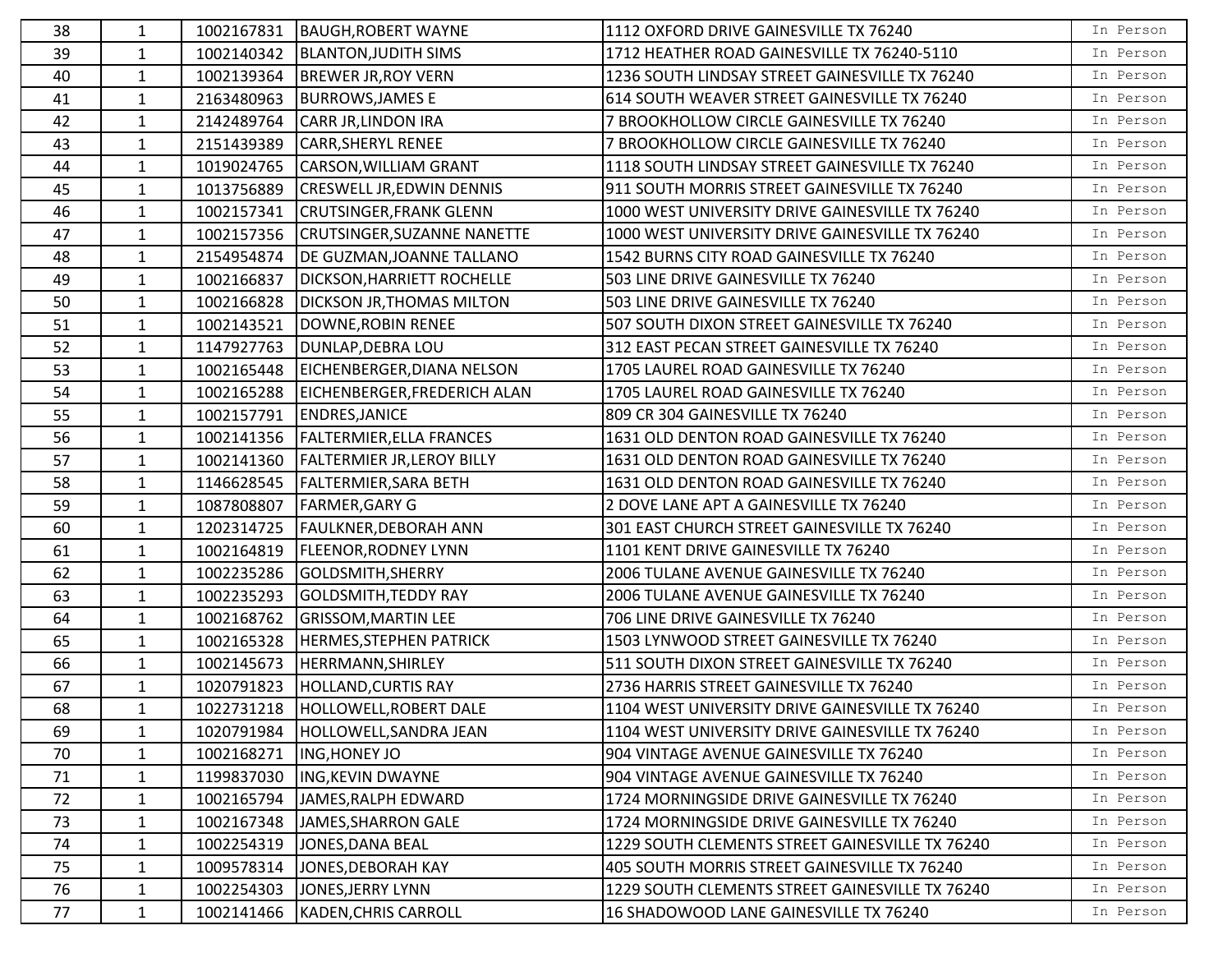| 38 | 1 | 1002167831 | BAUGH,ROBERT WAYNE | 1112 OXFORD DRIVE GAINESVILLE TX 76240 | In Person |
|---|---|---|---|---|---|
| 39 | 1 | 1002140342 | BLANTON,JUDITH SIMS | 1712 HEATHER ROAD GAINESVILLE TX 76240-5110 | In Person |
| 40 | 1 | 1002139364 | BREWER JR,ROY VERN | 1236 SOUTH LINDSAY STREET GAINESVILLE TX 76240 | In Person |
| 41 | 1 | 2163480963 | BURROWS,JAMES E | 614 SOUTH WEAVER STREET GAINESVILLE TX 76240 | In Person |
| 42 | 1 | 2142489764 | CARR JR,LINDON IRA | 7 BROOKHOLLOW CIRCLE GAINESVILLE TX 76240 | In Person |
| 43 | 1 | 2151439389 | CARR,SHERYL RENEE | 7 BROOKHOLLOW CIRCLE GAINESVILLE TX 76240 | In Person |
| 44 | 1 | 1019024765 | CARSON,WILLIAM GRANT | 1118 SOUTH LINDSAY STREET GAINESVILLE TX 76240 | In Person |
| 45 | 1 | 1013756889 | CRESWELL JR,EDWIN DENNIS | 911 SOUTH MORRIS STREET GAINESVILLE TX 76240 | In Person |
| 46 | 1 | 1002157341 | CRUTSINGER,FRANK GLENN | 1000 WEST UNIVERSITY DRIVE GAINESVILLE TX 76240 | In Person |
| 47 | 1 | 1002157356 | CRUTSINGER,SUZANNE NANETTE | 1000 WEST UNIVERSITY DRIVE GAINESVILLE TX 76240 | In Person |
| 48 | 1 | 2154954874 | DE GUZMAN,JOANNE TALLANO | 1542 BURNS CITY ROAD GAINESVILLE TX 76240 | In Person |
| 49 | 1 | 1002166837 | DICKSON,HARRIETT ROCHELLE | 503 LINE DRIVE GAINESVILLE TX 76240 | In Person |
| 50 | 1 | 1002166828 | DICKSON JR,THOMAS MILTON | 503 LINE DRIVE GAINESVILLE TX 76240 | In Person |
| 51 | 1 | 1002143521 | DOWNE,ROBIN RENEE | 507 SOUTH DIXON STREET GAINESVILLE TX 76240 | In Person |
| 52 | 1 | 1147927763 | DUNLAP,DEBRA LOU | 312 EAST PECAN STREET GAINESVILLE TX 76240 | In Person |
| 53 | 1 | 1002165448 | EICHENBERGER,DIANA NELSON | 1705 LAUREL ROAD GAINESVILLE TX 76240 | In Person |
| 54 | 1 | 1002165288 | EICHENBERGER,FREDERICH ALAN | 1705 LAUREL ROAD GAINESVILLE TX 76240 | In Person |
| 55 | 1 | 1002157791 | ENDRES,JANICE | 809 CR 304 GAINESVILLE TX 76240 | In Person |
| 56 | 1 | 1002141356 | FALTERMIER,ELLA FRANCES | 1631 OLD DENTON ROAD GAINESVILLE TX 76240 | In Person |
| 57 | 1 | 1002141360 | FALTERMIER JR,LEROY BILLY | 1631 OLD DENTON ROAD GAINESVILLE TX 76240 | In Person |
| 58 | 1 | 1146628545 | FALTERMIER,SARA BETH | 1631 OLD DENTON ROAD GAINESVILLE TX 76240 | In Person |
| 59 | 1 | 1087808807 | FARMER,GARY G | 2 DOVE LANE APT A GAINESVILLE TX 76240 | In Person |
| 60 | 1 | 1202314725 | FAULKNER,DEBORAH ANN | 301 EAST CHURCH STREET GAINESVILLE TX 76240 | In Person |
| 61 | 1 | 1002164819 | FLEENOR,RODNEY LYNN | 1101 KENT DRIVE GAINESVILLE TX 76240 | In Person |
| 62 | 1 | 1002235286 | GOLDSMITH,SHERRY | 2006 TULANE AVENUE GAINESVILLE TX 76240 | In Person |
| 63 | 1 | 1002235293 | GOLDSMITH,TEDDY RAY | 2006 TULANE AVENUE GAINESVILLE TX 76240 | In Person |
| 64 | 1 | 1002168762 | GRISSOM,MARTIN LEE | 706 LINE DRIVE GAINESVILLE TX 76240 | In Person |
| 65 | 1 | 1002165328 | HERMES,STEPHEN PATRICK | 1503 LYNWOOD STREET GAINESVILLE TX 76240 | In Person |
| 66 | 1 | 1002145673 | HERRMANN,SHIRLEY | 511 SOUTH DIXON STREET GAINESVILLE TX 76240 | In Person |
| 67 | 1 | 1020791823 | HOLLAND,CURTIS RAY | 2736 HARRIS STREET GAINESVILLE TX 76240 | In Person |
| 68 | 1 | 1022731218 | HOLLOWELL,ROBERT DALE | 1104 WEST UNIVERSITY DRIVE GAINESVILLE TX 76240 | In Person |
| 69 | 1 | 1020791984 | HOLLOWELL,SANDRA JEAN | 1104 WEST UNIVERSITY DRIVE GAINESVILLE TX 76240 | In Person |
| 70 | 1 | 1002168271 | ING,HONEY JO | 904 VINTAGE AVENUE GAINESVILLE TX 76240 | In Person |
| 71 | 1 | 1199837030 | ING,KEVIN DWAYNE | 904 VINTAGE AVENUE GAINESVILLE TX 76240 | In Person |
| 72 | 1 | 1002165794 | JAMES,RALPH EDWARD | 1724 MORNINGSIDE DRIVE GAINESVILLE TX 76240 | In Person |
| 73 | 1 | 1002167348 | JAMES,SHARRON GALE | 1724 MORNINGSIDE DRIVE GAINESVILLE TX 76240 | In Person |
| 74 | 1 | 1002254319 | JONES,DANA BEAL | 1229 SOUTH CLEMENTS STREET GAINESVILLE TX 76240 | In Person |
| 75 | 1 | 1009578314 | JONES,DEBORAH KAY | 405 SOUTH MORRIS STREET GAINESVILLE TX 76240 | In Person |
| 76 | 1 | 1002254303 | JONES,JERRY LYNN | 1229 SOUTH CLEMENTS STREET GAINESVILLE TX 76240 | In Person |
| 77 | 1 | 1002141466 | KADEN,CHRIS CARROLL | 16 SHADOWOOD LANE GAINESVILLE TX 76240 | In Person |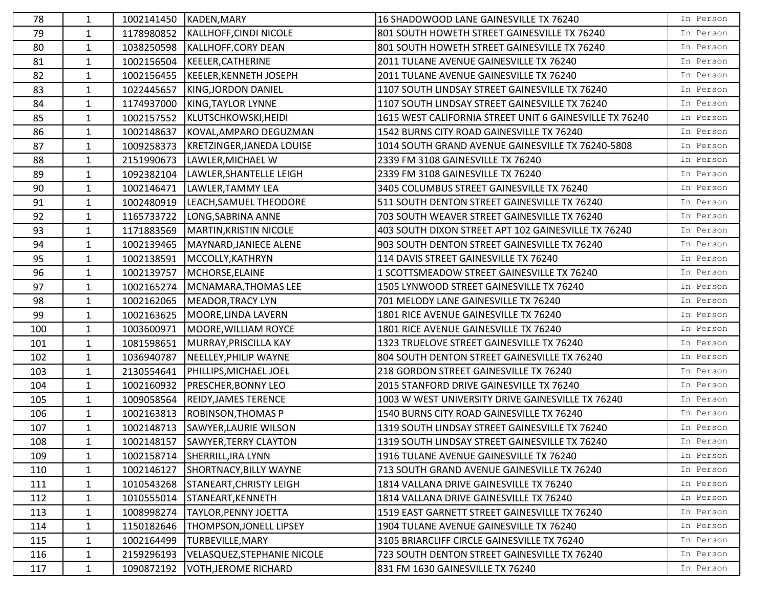| | | | | | |
|---|---|---|---|---|---|
| 78 | 1 | 1002141450 | KADEN,MARY | 16 SHADOWOOD LANE GAINESVILLE TX 76240 | In Person |
| 79 | 1 | 1178980852 | KALLHOFF,CINDI NICOLE | 801 SOUTH HOWETH STREET GAINESVILLE TX 76240 | In Person |
| 80 | 1 | 1038250598 | KALLHOFF,CORY DEAN | 801 SOUTH HOWETH STREET GAINESVILLE TX 76240 | In Person |
| 81 | 1 | 1002156504 | KEELER,CATHERINE | 2011 TULANE AVENUE GAINESVILLE TX 76240 | In Person |
| 82 | 1 | 1002156455 | KEELER,KENNETH JOSEPH | 2011 TULANE AVENUE GAINESVILLE TX 76240 | In Person |
| 83 | 1 | 1022445657 | KING,JORDON DANIEL | 1107 SOUTH LINDSAY STREET GAINESVILLE TX 76240 | In Person |
| 84 | 1 | 1174937000 | KING,TAYLOR LYNNE | 1107 SOUTH LINDSAY STREET GAINESVILLE TX 76240 | In Person |
| 85 | 1 | 1002157552 | KLUTSCHKOWSKI,HEIDI | 1615 WEST CALIFORNIA STREET UNIT 6 GAINESVILLE TX 76240 | In Person |
| 86 | 1 | 1002148637 | KOVAL,AMPARO DEGUZMAN | 1542 BURNS CITY ROAD GAINESVILLE TX 76240 | In Person |
| 87 | 1 | 1009258373 | KRETZINGER,JANEDA LOUISE | 1014 SOUTH GRAND AVENUE GAINESVILLE TX 76240-5808 | In Person |
| 88 | 1 | 2151990673 | LAWLER,MICHAEL W | 2339 FM 3108 GAINESVILLE TX 76240 | In Person |
| 89 | 1 | 1092382104 | LAWLER,SHANTELLE LEIGH | 2339 FM 3108 GAINESVILLE TX 76240 | In Person |
| 90 | 1 | 1002146471 | LAWLER,TAMMY LEA | 3405 COLUMBUS STREET GAINESVILLE TX 76240 | In Person |
| 91 | 1 | 1002480919 | LEACH,SAMUEL THEODORE | 511 SOUTH DENTON STREET GAINESVILLE TX 76240 | In Person |
| 92 | 1 | 1165733722 | LONG,SABRINA ANNE | 703 SOUTH WEAVER STREET GAINESVILLE TX 76240 | In Person |
| 93 | 1 | 1171883569 | MARTIN,KRISTIN NICOLE | 403 SOUTH DIXON STREET APT 102 GAINESVILLE TX 76240 | In Person |
| 94 | 1 | 1002139465 | MAYNARD,JANIECE ALENE | 903 SOUTH DENTON STREET GAINESVILLE TX 76240 | In Person |
| 95 | 1 | 1002138591 | MCCOLLY,KATHRYN | 114 DAVIS STREET GAINESVILLE TX 76240 | In Person |
| 96 | 1 | 1002139757 | MCHORSE,ELAINE | 1 SCOTTSMEADOW STREET GAINESVILLE TX 76240 | In Person |
| 97 | 1 | 1002165274 | MCNAMARA,THOMAS LEE | 1505 LYNWOOD STREET GAINESVILLE TX 76240 | In Person |
| 98 | 1 | 1002162065 | MEADOR,TRACY LYN | 701 MELODY LANE GAINESVILLE TX 76240 | In Person |
| 99 | 1 | 1002163625 | MOORE,LINDA LAVERN | 1801 RICE AVENUE GAINESVILLE TX 76240 | In Person |
| 100 | 1 | 1003600971 | MOORE,WILLIAM ROYCE | 1801 RICE AVENUE GAINESVILLE TX 76240 | In Person |
| 101 | 1 | 1081598651 | MURRAY,PRISCILLA KAY | 1323 TRUELOVE STREET GAINESVILLE TX 76240 | In Person |
| 102 | 1 | 1036940787 | NEELLEY,PHILIP WAYNE | 804 SOUTH DENTON STREET GAINESVILLE TX 76240 | In Person |
| 103 | 1 | 2130554641 | PHILLIPS,MICHAEL JOEL | 218 GORDON STREET GAINESVILLE TX 76240 | In Person |
| 104 | 1 | 1002160932 | PRESCHER,BONNY LEO | 2015 STANFORD DRIVE GAINESVILLE TX 76240 | In Person |
| 105 | 1 | 1009058564 | REIDY,JAMES TERENCE | 1003 W WEST UNIVERSITY DRIVE GAINESVILLE TX 76240 | In Person |
| 106 | 1 | 1002163813 | ROBINSON,THOMAS P | 1540 BURNS CITY ROAD GAINESVILLE TX 76240 | In Person |
| 107 | 1 | 1002148713 | SAWYER,LAURIE WILSON | 1319 SOUTH LINDSAY STREET GAINESVILLE TX 76240 | In Person |
| 108 | 1 | 1002148157 | SAWYER,TERRY CLAYTON | 1319 SOUTH LINDSAY STREET GAINESVILLE TX 76240 | In Person |
| 109 | 1 | 1002158714 | SHERRILL,IRA LYNN | 1916 TULANE AVENUE GAINESVILLE TX 76240 | In Person |
| 110 | 1 | 1002146127 | SHORTNACY,BILLY WAYNE | 713 SOUTH GRAND AVENUE GAINESVILLE TX 76240 | In Person |
| 111 | 1 | 1010543268 | STANEART,CHRISTY LEIGH | 1814 VALLANA DRIVE GAINESVILLE TX 76240 | In Person |
| 112 | 1 | 1010555014 | STANEART,KENNETH | 1814 VALLANA DRIVE GAINESVILLE TX 76240 | In Person |
| 113 | 1 | 1008998274 | TAYLOR,PENNY JOETTA | 1519 EAST GARNETT STREET GAINESVILLE TX 76240 | In Person |
| 114 | 1 | 1150182646 | THOMPSON,JONELL LIPSEY | 1904 TULANE AVENUE GAINESVILLE TX 76240 | In Person |
| 115 | 1 | 1002164499 | TURBEVILLE,MARY | 3105 BRIARCLIFF CIRCLE GAINESVILLE TX 76240 | In Person |
| 116 | 1 | 2159296193 | VELASQUEZ,STEPHANIE NICOLE | 723 SOUTH DENTON STREET GAINESVILLE TX 76240 | In Person |
| 117 | 1 | 1090872192 | VOTH,JEROME RICHARD | 831 FM 1630 GAINESVILLE TX 76240 | In Person |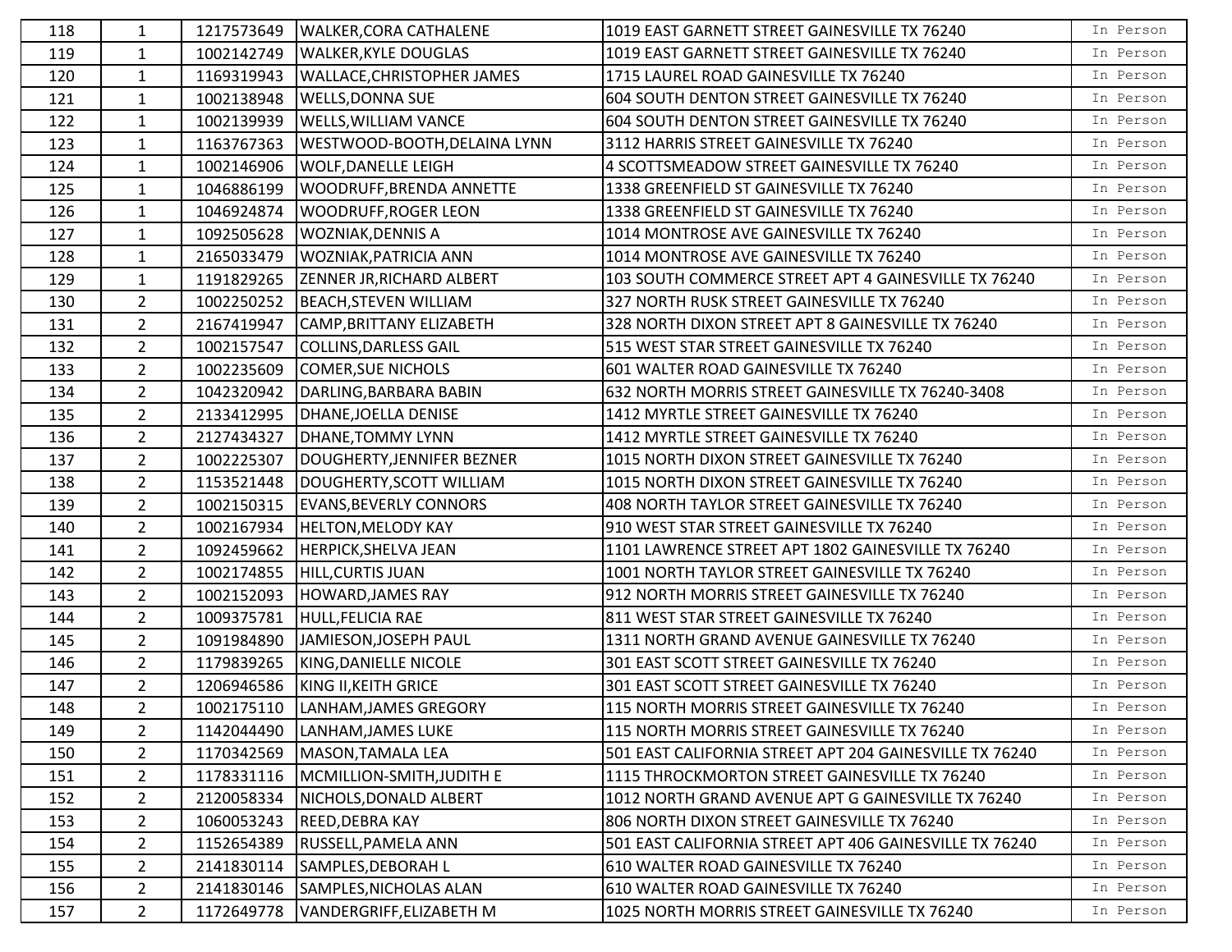| | | | | | |
|---|---|---|---|---|---|
| 118 | 1 | 1217573649 | WALKER,CORA CATHALENE | 1019 EAST GARNETT STREET GAINESVILLE TX 76240 | In Person |
| 119 | 1 | 1002142749 | WALKER,KYLE DOUGLAS | 1019 EAST GARNETT STREET GAINESVILLE TX 76240 | In Person |
| 120 | 1 | 1169319943 | WALLACE,CHRISTOPHER JAMES | 1715 LAUREL ROAD GAINESVILLE TX 76240 | In Person |
| 121 | 1 | 1002138948 | WELLS,DONNA SUE | 604 SOUTH DENTON STREET GAINESVILLE TX 76240 | In Person |
| 122 | 1 | 1002139939 | WELLS,WILLIAM VANCE | 604 SOUTH DENTON STREET GAINESVILLE TX 76240 | In Person |
| 123 | 1 | 1163767363 | WESTWOOD-BOOTH,DELAINA LYNN | 3112 HARRIS STREET GAINESVILLE TX 76240 | In Person |
| 124 | 1 | 1002146906 | WOLF,DANELLE LEIGH | 4 SCOTTSMEADOW STREET GAINESVILLE TX 76240 | In Person |
| 125 | 1 | 1046886199 | WOODRUFF,BRENDA ANNETTE | 1338 GREENFIELD ST GAINESVILLE TX 76240 | In Person |
| 126 | 1 | 1046924874 | WOODRUFF,ROGER LEON | 1338 GREENFIELD ST GAINESVILLE TX 76240 | In Person |
| 127 | 1 | 1092505628 | WOZNIAK,DENNIS A | 1014 MONTROSE AVE GAINESVILLE TX 76240 | In Person |
| 128 | 1 | 2165033479 | WOZNIAK,PATRICIA ANN | 1014 MONTROSE AVE GAINESVILLE TX 76240 | In Person |
| 129 | 1 | 1191829265 | ZENNER JR,RICHARD ALBERT | 103 SOUTH COMMERCE STREET APT 4 GAINESVILLE TX 76240 | In Person |
| 130 | 2 | 1002250252 | BEACH,STEVEN WILLIAM | 327 NORTH RUSK STREET GAINESVILLE TX 76240 | In Person |
| 131 | 2 | 2167419947 | CAMP,BRITTANY ELIZABETH | 328 NORTH DIXON STREET APT 8 GAINESVILLE TX 76240 | In Person |
| 132 | 2 | 1002157547 | COLLINS,DARLESS GAIL | 515 WEST STAR STREET GAINESVILLE TX 76240 | In Person |
| 133 | 2 | 1002235609 | COMER,SUE NICHOLS | 601 WALTER ROAD GAINESVILLE TX 76240 | In Person |
| 134 | 2 | 1042320942 | DARLING,BARBARA BABIN | 632 NORTH MORRIS STREET GAINESVILLE TX 76240-3408 | In Person |
| 135 | 2 | 2133412995 | DHANE,JOELLA DENISE | 1412 MYRTLE STREET GAINESVILLE TX 76240 | In Person |
| 136 | 2 | 2127434327 | DHANE,TOMMY LYNN | 1412 MYRTLE STREET GAINESVILLE TX 76240 | In Person |
| 137 | 2 | 1002225307 | DOUGHERTY,JENNIFER BEZNER | 1015 NORTH DIXON STREET GAINESVILLE TX 76240 | In Person |
| 138 | 2 | 1153521448 | DOUGHERTY,SCOTT WILLIAM | 1015 NORTH DIXON STREET GAINESVILLE TX 76240 | In Person |
| 139 | 2 | 1002150315 | EVANS,BEVERLY CONNORS | 408 NORTH TAYLOR STREET GAINESVILLE TX 76240 | In Person |
| 140 | 2 | 1002167934 | HELTON,MELODY KAY | 910 WEST STAR STREET GAINESVILLE TX 76240 | In Person |
| 141 | 2 | 1092459662 | HERPICK,SHELVA JEAN | 1101 LAWRENCE STREET APT 1802 GAINESVILLE TX 76240 | In Person |
| 142 | 2 | 1002174855 | HILL,CURTIS JUAN | 1001 NORTH TAYLOR STREET GAINESVILLE TX 76240 | In Person |
| 143 | 2 | 1002152093 | HOWARD,JAMES RAY | 912 NORTH MORRIS STREET GAINESVILLE TX 76240 | In Person |
| 144 | 2 | 1009375781 | HULL,FELICIA RAE | 811 WEST STAR STREET GAINESVILLE TX 76240 | In Person |
| 145 | 2 | 1091984890 | JAMIESON,JOSEPH PAUL | 1311 NORTH GRAND AVENUE GAINESVILLE TX 76240 | In Person |
| 146 | 2 | 1179839265 | KING,DANIELLE NICOLE | 301 EAST SCOTT STREET GAINESVILLE TX 76240 | In Person |
| 147 | 2 | 1206946586 | KING II,KEITH GRICE | 301 EAST SCOTT STREET GAINESVILLE TX 76240 | In Person |
| 148 | 2 | 1002175110 | LANHAM,JAMES GREGORY | 115 NORTH MORRIS STREET GAINESVILLE TX 76240 | In Person |
| 149 | 2 | 1142044490 | LANHAM,JAMES LUKE | 115 NORTH MORRIS STREET GAINESVILLE TX 76240 | In Person |
| 150 | 2 | 1170342569 | MASON,TAMALA LEA | 501 EAST CALIFORNIA STREET APT 204 GAINESVILLE TX 76240 | In Person |
| 151 | 2 | 1178331116 | MCMILLION-SMITH,JUDITH E | 1115 THROCKMORTON STREET GAINESVILLE TX 76240 | In Person |
| 152 | 2 | 2120058334 | NICHOLS,DONALD ALBERT | 1012 NORTH GRAND AVENUE APT G GAINESVILLE TX 76240 | In Person |
| 153 | 2 | 1060053243 | REED,DEBRA KAY | 806 NORTH DIXON STREET GAINESVILLE TX 76240 | In Person |
| 154 | 2 | 1152654389 | RUSSELL,PAMELA ANN | 501 EAST CALIFORNIA STREET APT 406 GAINESVILLE TX 76240 | In Person |
| 155 | 2 | 2141830114 | SAMPLES,DEBORAH L | 610 WALTER ROAD GAINESVILLE TX 76240 | In Person |
| 156 | 2 | 2141830146 | SAMPLES,NICHOLAS ALAN | 610 WALTER ROAD GAINESVILLE TX 76240 | In Person |
| 157 | 2 | 1172649778 | VANDERGRIFF,ELIZABETH M | 1025 NORTH MORRIS STREET GAINESVILLE TX 76240 | In Person |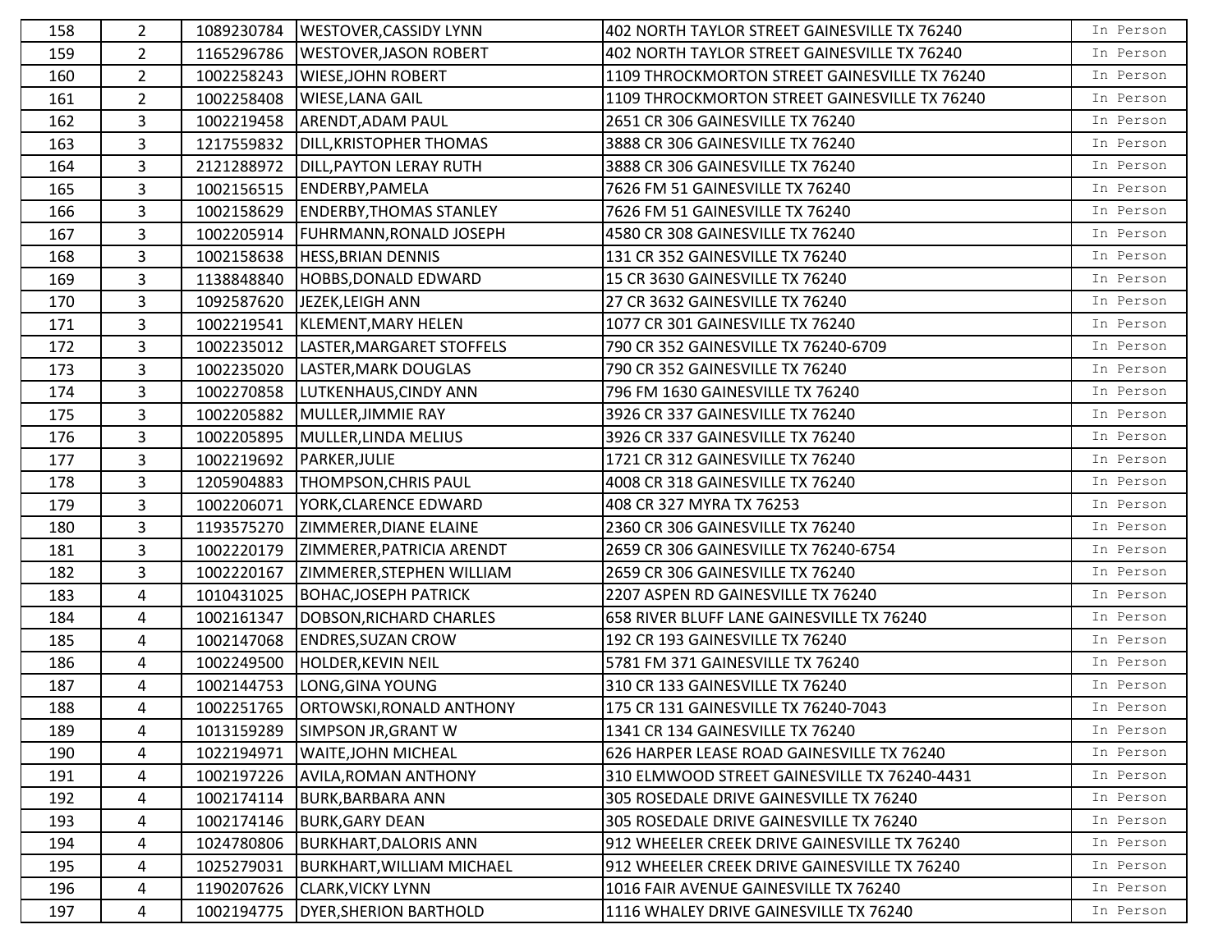| | | | | | |
|---|---|---|---|---|---|
| 158 | 2 | 1089230784 | WESTOVER,CASSIDY LYNN | 402 NORTH TAYLOR STREET GAINESVILLE TX 76240 | In Person |
| 159 | 2 | 1165296786 | WESTOVER,JASON ROBERT | 402 NORTH TAYLOR STREET GAINESVILLE TX 76240 | In Person |
| 160 | 2 | 1002258243 | WIESE,JOHN ROBERT | 1109 THROCKMORTON STREET GAINESVILLE TX 76240 | In Person |
| 161 | 2 | 1002258408 | WIESE,LANA GAIL | 1109 THROCKMORTON STREET GAINESVILLE TX 76240 | In Person |
| 162 | 3 | 1002219458 | ARENDT,ADAM PAUL | 2651 CR 306 GAINESVILLE TX 76240 | In Person |
| 163 | 3 | 1217559832 | DILL,KRISTOPHER THOMAS | 3888 CR 306 GAINESVILLE TX 76240 | In Person |
| 164 | 3 | 2121288972 | DILL,PAYTON LERAY RUTH | 3888 CR 306 GAINESVILLE TX 76240 | In Person |
| 165 | 3 | 1002156515 | ENDERBY,PAMELA | 7626 FM 51 GAINESVILLE TX 76240 | In Person |
| 166 | 3 | 1002158629 | ENDERBY,THOMAS STANLEY | 7626 FM 51 GAINESVILLE TX 76240 | In Person |
| 167 | 3 | 1002205914 | FUHRMANN,RONALD JOSEPH | 4580 CR 308 GAINESVILLE TX 76240 | In Person |
| 168 | 3 | 1002158638 | HESS,BRIAN DENNIS | 131 CR 352 GAINESVILLE TX 76240 | In Person |
| 169 | 3 | 1138848840 | HOBBS,DONALD EDWARD | 15 CR 3630 GAINESVILLE TX 76240 | In Person |
| 170 | 3 | 1092587620 | JEZEK,LEIGH ANN | 27 CR 3632 GAINESVILLE TX 76240 | In Person |
| 171 | 3 | 1002219541 | KLEMENT,MARY HELEN | 1077 CR 301 GAINESVILLE TX 76240 | In Person |
| 172 | 3 | 1002235012 | LASTER,MARGARET STOFFELS | 790 CR 352 GAINESVILLE TX 76240-6709 | In Person |
| 173 | 3 | 1002235020 | LASTER,MARK DOUGLAS | 790 CR 352 GAINESVILLE TX 76240 | In Person |
| 174 | 3 | 1002270858 | LUTKENHAUS,CINDY ANN | 796 FM 1630 GAINESVILLE TX 76240 | In Person |
| 175 | 3 | 1002205882 | MULLER,JIMMIE RAY | 3926 CR 337 GAINESVILLE TX 76240 | In Person |
| 176 | 3 | 1002205895 | MULLER,LINDA MELIUS | 3926 CR 337 GAINESVILLE TX 76240 | In Person |
| 177 | 3 | 1002219692 | PARKER,JULIE | 1721 CR 312 GAINESVILLE TX 76240 | In Person |
| 178 | 3 | 1205904883 | THOMPSON,CHRIS PAUL | 4008 CR 318 GAINESVILLE TX 76240 | In Person |
| 179 | 3 | 1002206071 | YORK,CLARENCE EDWARD | 408 CR 327 MYRA TX 76253 | In Person |
| 180 | 3 | 1193575270 | ZIMMERER,DIANE ELAINE | 2360 CR 306 GAINESVILLE TX 76240 | In Person |
| 181 | 3 | 1002220179 | ZIMMERER,PATRICIA ARENDT | 2659 CR 306 GAINESVILLE TX 76240-6754 | In Person |
| 182 | 3 | 1002220167 | ZIMMERER,STEPHEN WILLIAM | 2659 CR 306 GAINESVILLE TX 76240 | In Person |
| 183 | 4 | 1010431025 | BOHAC,JOSEPH PATRICK | 2207 ASPEN RD GAINESVILLE TX 76240 | In Person |
| 184 | 4 | 1002161347 | DOBSON,RICHARD CHARLES | 658 RIVER BLUFF LANE GAINESVILLE TX 76240 | In Person |
| 185 | 4 | 1002147068 | ENDRES,SUZAN CROW | 192 CR 193 GAINESVILLE TX 76240 | In Person |
| 186 | 4 | 1002249500 | HOLDER,KEVIN NEIL | 5781 FM 371 GAINESVILLE TX 76240 | In Person |
| 187 | 4 | 1002144753 | LONG,GINA YOUNG | 310 CR 133 GAINESVILLE TX 76240 | In Person |
| 188 | 4 | 1002251765 | ORTOWSKI,RONALD ANTHONY | 175 CR 131 GAINESVILLE TX 76240-7043 | In Person |
| 189 | 4 | 1013159289 | SIMPSON JR,GRANT W | 1341 CR 134 GAINESVILLE TX 76240 | In Person |
| 190 | 4 | 1022194971 | WAITE,JOHN MICHEAL | 626 HARPER LEASE ROAD GAINESVILLE TX 76240 | In Person |
| 191 | 4 | 1002197226 | AVILA,ROMAN ANTHONY | 310 ELMWOOD STREET GAINESVILLE TX 76240-4431 | In Person |
| 192 | 4 | 1002174114 | BURK,BARBARA ANN | 305 ROSEDALE DRIVE GAINESVILLE TX 76240 | In Person |
| 193 | 4 | 1002174146 | BURK,GARY DEAN | 305 ROSEDALE DRIVE GAINESVILLE TX 76240 | In Person |
| 194 | 4 | 1024780806 | BURKHART,DALORIS ANN | 912 WHEELER CREEK DRIVE GAINESVILLE TX 76240 | In Person |
| 195 | 4 | 1025279031 | BURKHART,WILLIAM MICHAEL | 912 WHEELER CREEK DRIVE GAINESVILLE TX 76240 | In Person |
| 196 | 4 | 1190207626 | CLARK,VICKY LYNN | 1016 FAIR AVENUE GAINESVILLE TX 76240 | In Person |
| 197 | 4 | 1002194775 | DYER,SHERION BARTHOLD | 1116 WHALEY DRIVE GAINESVILLE TX 76240 | In Person |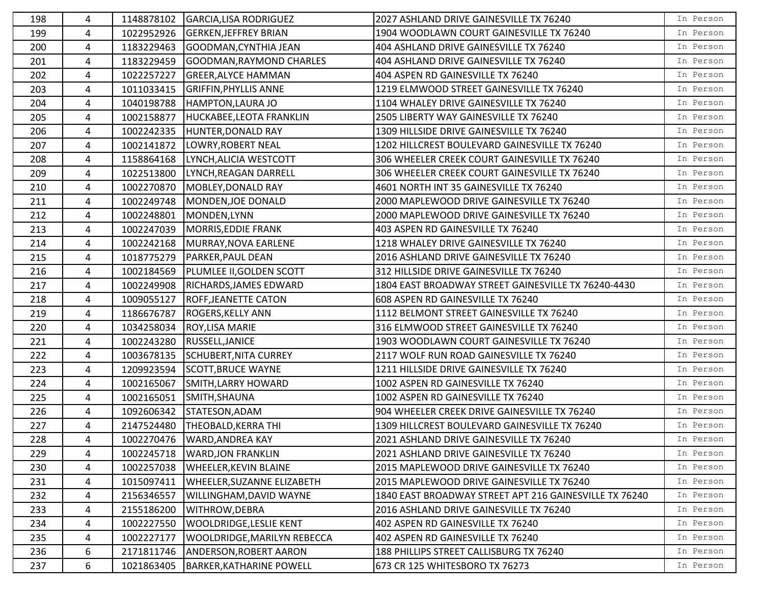| 198 | 4 | 1148878102 | GARCIA,LISA RODRIGUEZ | 2027 ASHLAND DRIVE GAINESVILLE TX 76240 | In Person |
|---|---|---|---|---|---|
| 199 | 4 | 1022952926 | GERKEN,JEFFREY BRIAN | 1904 WOODLAWN COURT GAINESVILLE TX 76240 | In Person |
| 200 | 4 | 1183229463 | GOODMAN,CYNTHIA JEAN | 404 ASHLAND DRIVE GAINESVILLE TX 76240 | In Person |
| 201 | 4 | 1183229459 | GOODMAN,RAYMOND CHARLES | 404 ASHLAND DRIVE GAINESVILLE TX 76240 | In Person |
| 202 | 4 | 1022257227 | GREER,ALYCE HAMMAN | 404 ASPEN RD GAINESVILLE TX 76240 | In Person |
| 203 | 4 | 1011033415 | GRIFFIN,PHYLLIS ANNE | 1219 ELMWOOD STREET GAINESVILLE TX 76240 | In Person |
| 204 | 4 | 1040198788 | HAMPTON,LAURA JO | 1104 WHALEY DRIVE GAINESVILLE TX 76240 | In Person |
| 205 | 4 | 1002158877 | HUCKABEE,LEOTA FRANKLIN | 2505 LIBERTY WAY GAINESVILLE TX 76240 | In Person |
| 206 | 4 | 1002242335 | HUNTER,DONALD RAY | 1309 HILLSIDE DRIVE GAINESVILLE TX 76240 | In Person |
| 207 | 4 | 1002141872 | LOWRY,ROBERT NEAL | 1202 HILLCREST BOULEVARD GAINESVILLE TX 76240 | In Person |
| 208 | 4 | 1158864168 | LYNCH,ALICIA WESTCOTT | 306 WHEELER CREEK COURT GAINESVILLE TX 76240 | In Person |
| 209 | 4 | 1022513800 | LYNCH,REAGAN DARRELL | 306 WHEELER CREEK COURT GAINESVILLE TX 76240 | In Person |
| 210 | 4 | 1002270870 | MOBLEY,DONALD RAY | 4601 NORTH INT 35 GAINESVILLE TX 76240 | In Person |
| 211 | 4 | 1002249748 | MONDEN,JOE DONALD | 2000 MAPLEWOOD DRIVE GAINESVILLE TX 76240 | In Person |
| 212 | 4 | 1002248801 | MONDEN,LYNN | 2000 MAPLEWOOD DRIVE GAINESVILLE TX 76240 | In Person |
| 213 | 4 | 1002247039 | MORRIS,EDDIE FRANK | 403 ASPEN RD GAINESVILLE TX 76240 | In Person |
| 214 | 4 | 1002242168 | MURRAY,NOVA EARLENE | 1218 WHALEY DRIVE GAINESVILLE TX 76240 | In Person |
| 215 | 4 | 1018775279 | PARKER,PAUL DEAN | 2016 ASHLAND DRIVE GAINESVILLE TX 76240 | In Person |
| 216 | 4 | 1002184569 | PLUMLEE II,GOLDEN SCOTT | 312 HILLSIDE DRIVE GAINESVILLE TX 76240 | In Person |
| 217 | 4 | 1002249908 | RICHARDS,JAMES EDWARD | 1804 EAST BROADWAY STREET GAINESVILLE TX 76240-4430 | In Person |
| 218 | 4 | 1009055127 | ROFF,JEANETTE CATON | 608 ASPEN RD GAINESVILLE TX 76240 | In Person |
| 219 | 4 | 1186676787 | ROGERS,KELLY ANN | 1112 BELMONT STREET GAINESVILLE TX 76240 | In Person |
| 220 | 4 | 1034258034 | ROY,LISA MARIE | 316 ELMWOOD STREET GAINESVILLE TX 76240 | In Person |
| 221 | 4 | 1002243280 | RUSSELL,JANICE | 1903 WOODLAWN COURT GAINESVILLE TX 76240 | In Person |
| 222 | 4 | 1003678135 | SCHUBERT,NITA CURREY | 2117 WOLF RUN ROAD GAINESVILLE TX 76240 | In Person |
| 223 | 4 | 1209923594 | SCOTT,BRUCE WAYNE | 1211 HILLSIDE DRIVE GAINESVILLE TX 76240 | In Person |
| 224 | 4 | 1002165067 | SMITH,LARRY HOWARD | 1002 ASPEN RD GAINESVILLE TX 76240 | In Person |
| 225 | 4 | 1002165051 | SMITH,SHAUNA | 1002 ASPEN RD GAINESVILLE TX 76240 | In Person |
| 226 | 4 | 1092606342 | STATESON,ADAM | 904 WHEELER CREEK DRIVE GAINESVILLE TX 76240 | In Person |
| 227 | 4 | 2147524480 | THEOBALD,KERRA THI | 1309 HILLCREST BOULEVARD GAINESVILLE TX 76240 | In Person |
| 228 | 4 | 1002270476 | WARD,ANDREA KAY | 2021 ASHLAND DRIVE GAINESVILLE TX 76240 | In Person |
| 229 | 4 | 1002245718 | WARD,JON FRANKLIN | 2021 ASHLAND DRIVE GAINESVILLE TX 76240 | In Person |
| 230 | 4 | 1002257038 | WHEELER,KEVIN BLAINE | 2015 MAPLEWOOD DRIVE GAINESVILLE TX 76240 | In Person |
| 231 | 4 | 1015097411 | WHEELER,SUZANNE ELIZABETH | 2015 MAPLEWOOD DRIVE GAINESVILLE TX 76240 | In Person |
| 232 | 4 | 2156346557 | WILLINGHAM,DAVID WAYNE | 1840 EAST BROADWAY STREET APT 216 GAINESVILLE TX 76240 | In Person |
| 233 | 4 | 2155186200 | WITHROW,DEBRA | 2016 ASHLAND DRIVE GAINESVILLE TX 76240 | In Person |
| 234 | 4 | 1002227550 | WOOLDRIDGE,LESLIE KENT | 402 ASPEN RD GAINESVILLE TX 76240 | In Person |
| 235 | 4 | 1002227177 | WOOLDRIDGE,MARILYN REBECCA | 402 ASPEN RD GAINESVILLE TX 76240 | In Person |
| 236 | 6 | 2171811746 | ANDERSON,ROBERT AARON | 188 PHILLIPS STREET CALLISBURG TX 76240 | In Person |
| 237 | 6 | 1021863405 | BARKER,KATHARINE POWELL | 673 CR 125 WHITESBORO TX 76273 | In Person |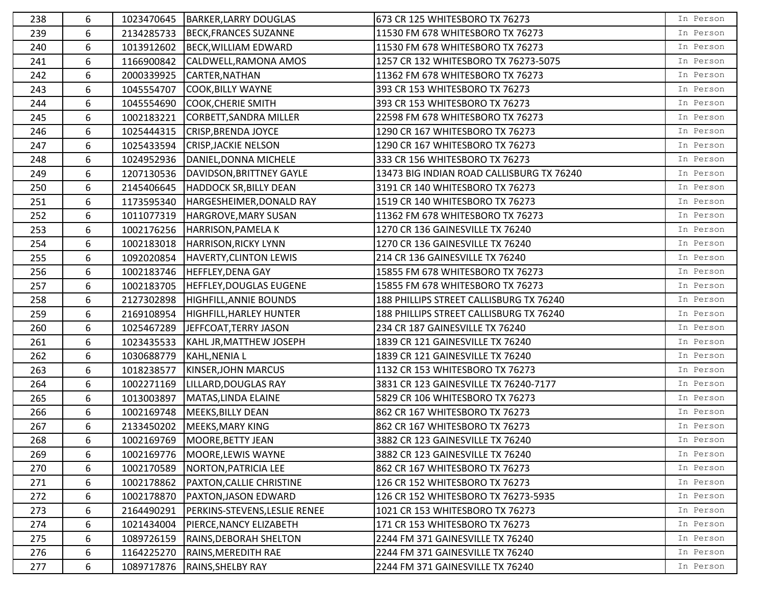| | | | | | |
|---|---|---|---|---|---|
| 238 | 6 | 1023470645 | BARKER,LARRY DOUGLAS | 673 CR 125 WHITESBORO TX 76273 | In Person |
| 239 | 6 | 2134285733 | BECK,FRANCES SUZANNE | 11530 FM 678 WHITESBORO TX 76273 | In Person |
| 240 | 6 | 1013912602 | BECK,WILLIAM EDWARD | 11530 FM 678 WHITESBORO TX 76273 | In Person |
| 241 | 6 | 1166900842 | CALDWELL,RAMONA AMOS | 1257 CR 132 WHITESBORO TX 76273-5075 | In Person |
| 242 | 6 | 2000339925 | CARTER,NATHAN | 11362 FM 678 WHITESBORO TX 76273 | In Person |
| 243 | 6 | 1045554707 | COOK,BILLY WAYNE | 393 CR 153 WHITESBORO TX 76273 | In Person |
| 244 | 6 | 1045554690 | COOK,CHERIE SMITH | 393 CR 153 WHITESBORO TX 76273 | In Person |
| 245 | 6 | 1002183221 | CORBETT,SANDRA MILLER | 22598 FM 678 WHITESBORO TX 76273 | In Person |
| 246 | 6 | 1025444315 | CRISP,BRENDA JOYCE | 1290 CR 167 WHITESBORO TX 76273 | In Person |
| 247 | 6 | 1025433594 | CRISP,JACKIE NELSON | 1290 CR 167 WHITESBORO TX 76273 | In Person |
| 248 | 6 | 1024952936 | DANIEL,DONNA MICHELE | 333 CR 156 WHITESBORO TX 76273 | In Person |
| 249 | 6 | 1207130536 | DAVIDSON,BRITTNEY GAYLE | 13473 BIG INDIAN ROAD CALLISBURG TX 76240 | In Person |
| 250 | 6 | 2145406645 | HADDOCK SR,BILLY DEAN | 3191 CR 140 WHITESBORO TX 76273 | In Person |
| 251 | 6 | 1173595340 | HARGESHEIMER,DONALD RAY | 1519 CR 140 WHITESBORO TX 76273 | In Person |
| 252 | 6 | 1011077319 | HARGROVE,MARY SUSAN | 11362 FM 678 WHITESBORO TX 76273 | In Person |
| 253 | 6 | 1002176256 | HARRISON,PAMELA K | 1270 CR 136 GAINESVILLE TX 76240 | In Person |
| 254 | 6 | 1002183018 | HARRISON,RICKY LYNN | 1270 CR 136 GAINESVILLE TX 76240 | In Person |
| 255 | 6 | 1092020854 | HAVERTY,CLINTON LEWIS | 214 CR 136 GAINESVILLE TX 76240 | In Person |
| 256 | 6 | 1002183746 | HEFFLEY,DENA GAY | 15855 FM 678 WHITESBORO TX 76273 | In Person |
| 257 | 6 | 1002183705 | HEFFLEY,DOUGLAS EUGENE | 15855 FM 678 WHITESBORO TX 76273 | In Person |
| 258 | 6 | 2127302898 | HIGHFILL,ANNIE BOUNDS | 188 PHILLIPS STREET CALLISBURG TX 76240 | In Person |
| 259 | 6 | 2169108954 | HIGHFILL,HARLEY HUNTER | 188 PHILLIPS STREET CALLISBURG TX 76240 | In Person |
| 260 | 6 | 1025467289 | JEFFCOAT,TERRY JASON | 234 CR 187 GAINESVILLE TX 76240 | In Person |
| 261 | 6 | 1023435533 | KAHL JR,MATTHEW JOSEPH | 1839 CR 121 GAINESVILLE TX 76240 | In Person |
| 262 | 6 | 1030688779 | KAHL,NENIA L | 1839 CR 121 GAINESVILLE TX 76240 | In Person |
| 263 | 6 | 1018238577 | KINSER,JOHN MARCUS | 1132 CR 153 WHITESBORO TX 76273 | In Person |
| 264 | 6 | 1002271169 | LILLARD,DOUGLAS RAY | 3831 CR 123 GAINESVILLE TX 76240-7177 | In Person |
| 265 | 6 | 1013003897 | MATAS,LINDA ELAINE | 5829 CR 106 WHITESBORO TX 76273 | In Person |
| 266 | 6 | 1002169748 | MEEKS,BILLY DEAN | 862 CR 167 WHITESBORO TX 76273 | In Person |
| 267 | 6 | 2133450202 | MEEKS,MARY KING | 862 CR 167 WHITESBORO TX 76273 | In Person |
| 268 | 6 | 1002169769 | MOORE,BETTY JEAN | 3882 CR 123 GAINESVILLE TX 76240 | In Person |
| 269 | 6 | 1002169776 | MOORE,LEWIS WAYNE | 3882 CR 123 GAINESVILLE TX 76240 | In Person |
| 270 | 6 | 1002170589 | NORTON,PATRICIA LEE | 862 CR 167 WHITESBORO TX 76273 | In Person |
| 271 | 6 | 1002178862 | PAXTON,CALLIE CHRISTINE | 126 CR 152 WHITESBORO TX 76273 | In Person |
| 272 | 6 | 1002178870 | PAXTON,JASON EDWARD | 126 CR 152 WHITESBORO TX 76273-5935 | In Person |
| 273 | 6 | 2164490291 | PERKINS-STEVENS,LESLIE RENEE | 1021 CR 153 WHITESBORO TX 76273 | In Person |
| 274 | 6 | 1021434004 | PIERCE,NANCY ELIZABETH | 171 CR 153 WHITESBORO TX 76273 | In Person |
| 275 | 6 | 1089726159 | RAINS,DEBORAH SHELTON | 2244 FM 371 GAINESVILLE TX 76240 | In Person |
| 276 | 6 | 1164225270 | RAINS,MEREDITH RAE | 2244 FM 371 GAINESVILLE TX 76240 | In Person |
| 277 | 6 | 1089717876 | RAINS,SHELBY RAY | 2244 FM 371 GAINESVILLE TX 76240 | In Person |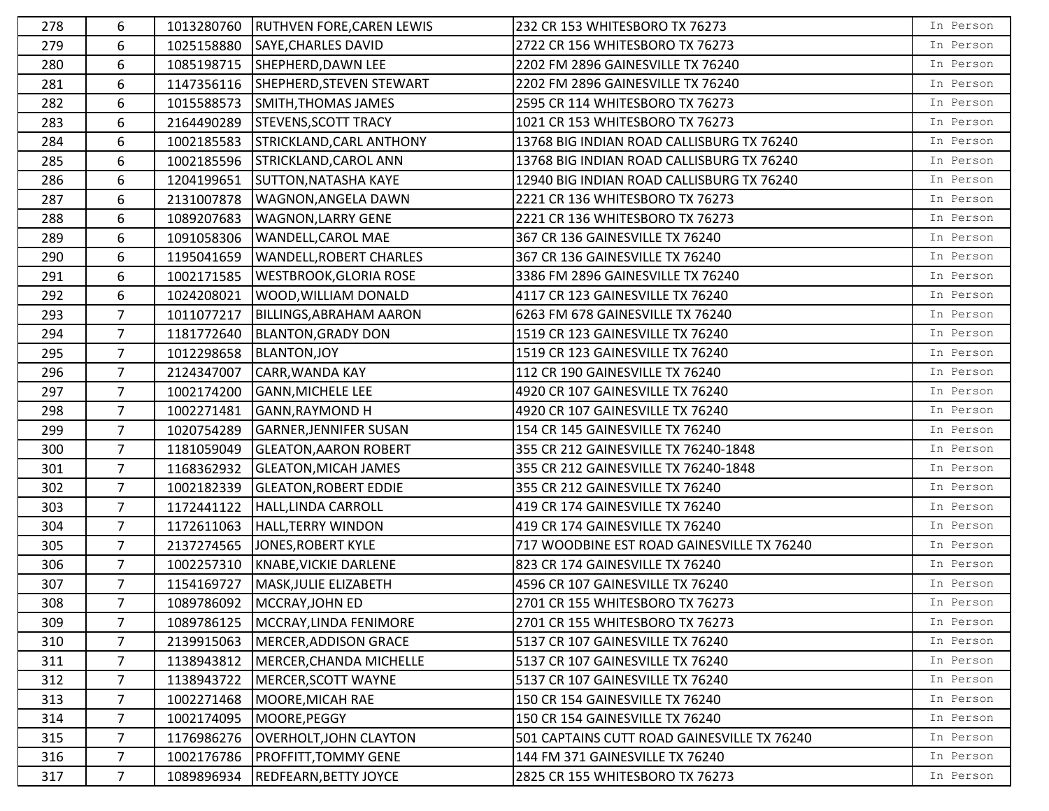| | | | | | |
|---|---|---|---|---|---|
| 278 | 6 | 1013280760 | RUTHVEN FORE,CAREN LEWIS | 232 CR 153 WHITESBORO TX 76273 | In Person |
| 279 | 6 | 1025158880 | SAYE,CHARLES DAVID | 2722 CR 156 WHITESBORO TX 76273 | In Person |
| 280 | 6 | 1085198715 | SHEPHERD,DAWN LEE | 2202 FM 2896 GAINESVILLE TX 76240 | In Person |
| 281 | 6 | 1147356116 | SHEPHERD,STEVEN STEWART | 2202 FM 2896 GAINESVILLE TX 76240 | In Person |
| 282 | 6 | 1015588573 | SMITH,THOMAS JAMES | 2595 CR 114 WHITESBORO TX 76273 | In Person |
| 283 | 6 | 2164490289 | STEVENS,SCOTT TRACY | 1021 CR 153 WHITESBORO TX 76273 | In Person |
| 284 | 6 | 1002185583 | STRICKLAND,CARL ANTHONY | 13768 BIG INDIAN ROAD CALLISBURG TX 76240 | In Person |
| 285 | 6 | 1002185596 | STRICKLAND,CAROL ANN | 13768 BIG INDIAN ROAD CALLISBURG TX 76240 | In Person |
| 286 | 6 | 1204199651 | SUTTON,NATASHA KAYE | 12940 BIG INDIAN ROAD CALLISBURG TX 76240 | In Person |
| 287 | 6 | 2131007878 | WAGNON,ANGELA DAWN | 2221 CR 136 WHITESBORO TX 76273 | In Person |
| 288 | 6 | 1089207683 | WAGNON,LARRY GENE | 2221 CR 136 WHITESBORO TX 76273 | In Person |
| 289 | 6 | 1091058306 | WANDELL,CAROL MAE | 367 CR 136 GAINESVILLE TX 76240 | In Person |
| 290 | 6 | 1195041659 | WANDELL,ROBERT CHARLES | 367 CR 136 GAINESVILLE TX 76240 | In Person |
| 291 | 6 | 1002171585 | WESTBROOK,GLORIA ROSE | 3386 FM 2896 GAINESVILLE TX 76240 | In Person |
| 292 | 6 | 1024208021 | WOOD,WILLIAM DONALD | 4117 CR 123 GAINESVILLE TX 76240 | In Person |
| 293 | 7 | 1011077217 | BILLINGS,ABRAHAM AARON | 6263 FM 678 GAINESVILLE TX 76240 | In Person |
| 294 | 7 | 1181772640 | BLANTON,GRADY DON | 1519 CR 123 GAINESVILLE TX 76240 | In Person |
| 295 | 7 | 1012298658 | BLANTON,JOY | 1519 CR 123 GAINESVILLE TX 76240 | In Person |
| 296 | 7 | 2124347007 | CARR,WANDA KAY | 112 CR 190 GAINESVILLE TX 76240 | In Person |
| 297 | 7 | 1002174200 | GANN,MICHELE LEE | 4920 CR 107 GAINESVILLE TX 76240 | In Person |
| 298 | 7 | 1002271481 | GANN,RAYMOND H | 4920 CR 107 GAINESVILLE TX 76240 | In Person |
| 299 | 7 | 1020754289 | GARNER,JENNIFER SUSAN | 154 CR 145 GAINESVILLE TX 76240 | In Person |
| 300 | 7 | 1181059049 | GLEATON,AARON ROBERT | 355 CR 212 GAINESVILLE TX 76240-1848 | In Person |
| 301 | 7 | 1168362932 | GLEATON,MICAH JAMES | 355 CR 212 GAINESVILLE TX 76240-1848 | In Person |
| 302 | 7 | 1002182339 | GLEATON,ROBERT EDDIE | 355 CR 212 GAINESVILLE TX 76240 | In Person |
| 303 | 7 | 1172441122 | HALL,LINDA CARROLL | 419 CR 174 GAINESVILLE TX 76240 | In Person |
| 304 | 7 | 1172611063 | HALL,TERRY WINDON | 419 CR 174 GAINESVILLE TX 76240 | In Person |
| 305 | 7 | 2137274565 | JONES,ROBERT KYLE | 717 WOODBINE EST ROAD GAINESVILLE TX 76240 | In Person |
| 306 | 7 | 1002257310 | KNABE,VICKIE DARLENE | 823 CR 174 GAINESVILLE TX 76240 | In Person |
| 307 | 7 | 1154169727 | MASK,JULIE ELIZABETH | 4596 CR 107 GAINESVILLE TX 76240 | In Person |
| 308 | 7 | 1089786092 | MCCRAY,JOHN ED | 2701 CR 155 WHITESBORO TX 76273 | In Person |
| 309 | 7 | 1089786125 | MCCRAY,LINDA FENIMORE | 2701 CR 155 WHITESBORO TX 76273 | In Person |
| 310 | 7 | 2139915063 | MERCER,ADDISON GRACE | 5137 CR 107 GAINESVILLE TX 76240 | In Person |
| 311 | 7 | 1138943812 | MERCER,CHANDA MICHELLE | 5137 CR 107 GAINESVILLE TX 76240 | In Person |
| 312 | 7 | 1138943722 | MERCER,SCOTT WAYNE | 5137 CR 107 GAINESVILLE TX 76240 | In Person |
| 313 | 7 | 1002271468 | MOORE,MICAH RAE | 150 CR 154 GAINESVILLE TX 76240 | In Person |
| 314 | 7 | 1002174095 | MOORE,PEGGY | 150 CR 154 GAINESVILLE TX 76240 | In Person |
| 315 | 7 | 1176986276 | OVERHOLT,JOHN CLAYTON | 501 CAPTAINS CUTT ROAD GAINESVILLE TX 76240 | In Person |
| 316 | 7 | 1002176786 | PROFFITT,TOMMY GENE | 144 FM 371 GAINESVILLE TX 76240 | In Person |
| 317 | 7 | 1089896934 | REDFEARN,BETTY JOYCE | 2825 CR 155 WHITESBORO TX 76273 | In Person |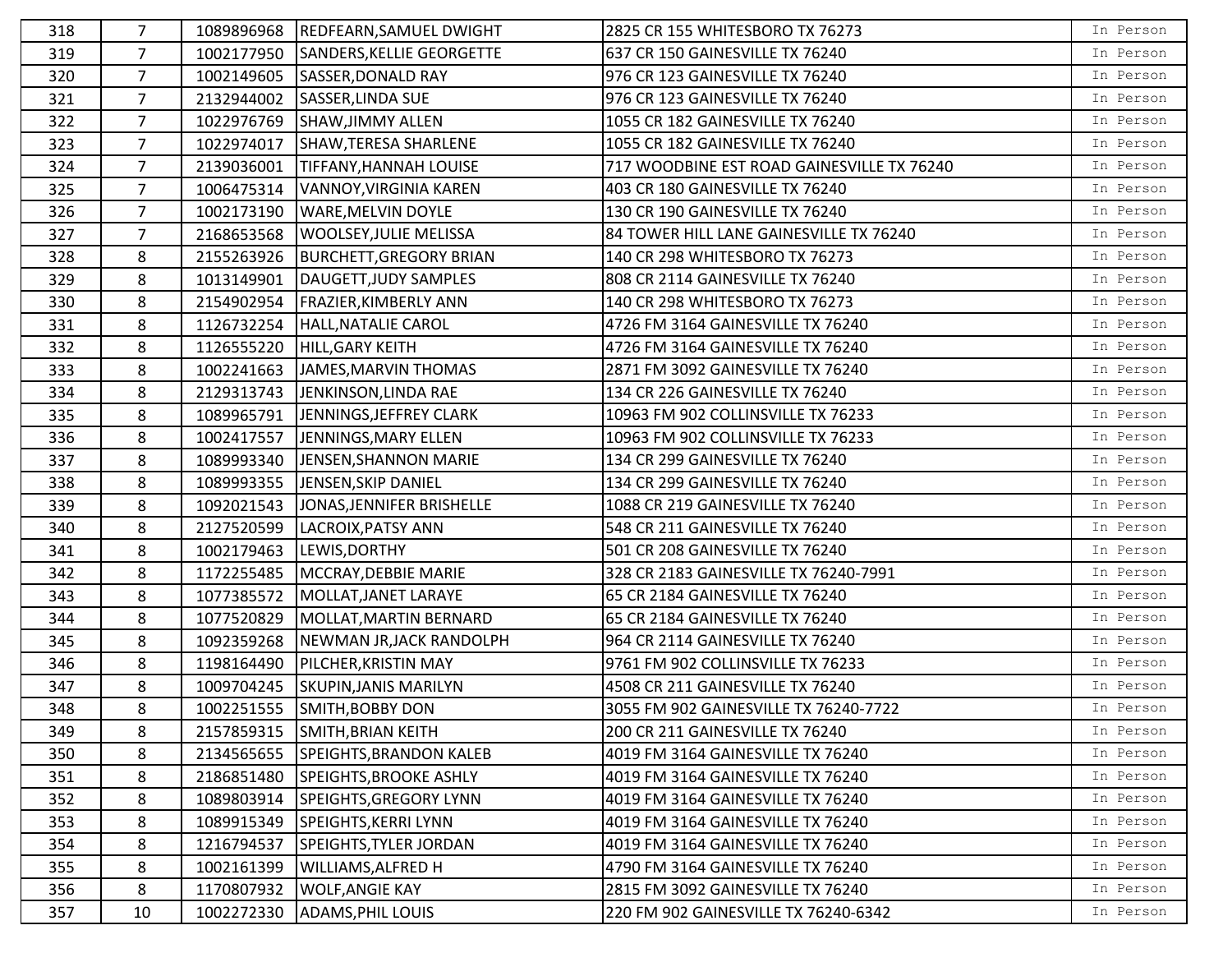| | | | | | |
|---|---|---|---|---|---|
| 318 | 7 | 1089896968 | REDFEARN,SAMUEL DWIGHT | 2825 CR 155 WHITESBORO TX 76273 | In Person |
| 319 | 7 | 1002177950 | SANDERS,KELLIE GEORGETTE | 637 CR 150 GAINESVILLE TX 76240 | In Person |
| 320 | 7 | 1002149605 | SASSER,DONALD RAY | 976 CR 123 GAINESVILLE TX 76240 | In Person |
| 321 | 7 | 2132944002 | SASSER,LINDA SUE | 976 CR 123 GAINESVILLE TX 76240 | In Person |
| 322 | 7 | 1022976769 | SHAW,JIMMY ALLEN | 1055 CR 182 GAINESVILLE TX 76240 | In Person |
| 323 | 7 | 1022974017 | SHAW,TERESA SHARLENE | 1055 CR 182 GAINESVILLE TX 76240 | In Person |
| 324 | 7 | 2139036001 | TIFFANY,HANNAH LOUISE | 717 WOODBINE EST ROAD GAINESVILLE TX 76240 | In Person |
| 325 | 7 | 1006475314 | VANNOY,VIRGINIA KAREN | 403 CR 180 GAINESVILLE TX 76240 | In Person |
| 326 | 7 | 1002173190 | WARE,MELVIN DOYLE | 130 CR 190 GAINESVILLE TX 76240 | In Person |
| 327 | 7 | 2168653568 | WOOLSEY,JULIE MELISSA | 84 TOWER HILL LANE GAINESVILLE TX 76240 | In Person |
| 328 | 8 | 2155263926 | BURCHETT,GREGORY BRIAN | 140 CR 298 WHITESBORO TX 76273 | In Person |
| 329 | 8 | 1013149901 | DAUGETT,JUDY SAMPLES | 808 CR 2114 GAINESVILLE TX 76240 | In Person |
| 330 | 8 | 2154902954 | FRAZIER,KIMBERLY ANN | 140 CR 298 WHITESBORO TX 76273 | In Person |
| 331 | 8 | 1126732254 | HALL,NATALIE CAROL | 4726 FM 3164 GAINESVILLE TX 76240 | In Person |
| 332 | 8 | 1126555220 | HILL,GARY KEITH | 4726 FM 3164 GAINESVILLE TX 76240 | In Person |
| 333 | 8 | 1002241663 | JAMES,MARVIN THOMAS | 2871 FM 3092 GAINESVILLE TX 76240 | In Person |
| 334 | 8 | 2129313743 | JENKINSON,LINDA RAE | 134 CR 226 GAINESVILLE TX 76240 | In Person |
| 335 | 8 | 1089965791 | JENNINGS,JEFFREY CLARK | 10963 FM 902 COLLINSVILLE TX 76233 | In Person |
| 336 | 8 | 1002417557 | JENNINGS,MARY ELLEN | 10963 FM 902 COLLINSVILLE TX 76233 | In Person |
| 337 | 8 | 1089993340 | JENSEN,SHANNON MARIE | 134 CR 299 GAINESVILLE TX 76240 | In Person |
| 338 | 8 | 1089993355 | JENSEN,SKIP DANIEL | 134 CR 299 GAINESVILLE TX 76240 | In Person |
| 339 | 8 | 1092021543 | JONAS,JENNIFER BRISHELLE | 1088 CR 219 GAINESVILLE TX 76240 | In Person |
| 340 | 8 | 2127520599 | LACROIX,PATSY ANN | 548 CR 211 GAINESVILLE TX 76240 | In Person |
| 341 | 8 | 1002179463 | LEWIS,DORTHY | 501 CR 208 GAINESVILLE TX 76240 | In Person |
| 342 | 8 | 1172255485 | MCCRAY,DEBBIE MARIE | 328 CR 2183 GAINESVILLE TX 76240-7991 | In Person |
| 343 | 8 | 1077385572 | MOLLAT,JANET LARAYE | 65 CR 2184 GAINESVILLE TX 76240 | In Person |
| 344 | 8 | 1077520829 | MOLLAT,MARTIN BERNARD | 65 CR 2184 GAINESVILLE TX 76240 | In Person |
| 345 | 8 | 1092359268 | NEWMAN JR,JACK RANDOLPH | 964 CR 2114 GAINESVILLE TX 76240 | In Person |
| 346 | 8 | 1198164490 | PILCHER,KRISTIN MAY | 9761 FM 902 COLLINSVILLE TX 76233 | In Person |
| 347 | 8 | 1009704245 | SKUPIN,JANIS MARILYN | 4508 CR 211 GAINESVILLE TX 76240 | In Person |
| 348 | 8 | 1002251555 | SMITH,BOBBY DON | 3055 FM 902 GAINESVILLE TX 76240-7722 | In Person |
| 349 | 8 | 2157859315 | SMITH,BRIAN KEITH | 200 CR 211 GAINESVILLE TX 76240 | In Person |
| 350 | 8 | 2134565655 | SPEIGHTS,BRANDON KALEB | 4019 FM 3164 GAINESVILLE TX 76240 | In Person |
| 351 | 8 | 2186851480 | SPEIGHTS,BROOKE ASHLY | 4019 FM 3164 GAINESVILLE TX 76240 | In Person |
| 352 | 8 | 1089803914 | SPEIGHTS,GREGORY LYNN | 4019 FM 3164 GAINESVILLE TX 76240 | In Person |
| 353 | 8 | 1089915349 | SPEIGHTS,KERRI LYNN | 4019 FM 3164 GAINESVILLE TX 76240 | In Person |
| 354 | 8 | 1216794537 | SPEIGHTS,TYLER JORDAN | 4019 FM 3164 GAINESVILLE TX 76240 | In Person |
| 355 | 8 | 1002161399 | WILLIAMS,ALFRED H | 4790 FM 3164 GAINESVILLE TX 76240 | In Person |
| 356 | 8 | 1170807932 | WOLF,ANGIE KAY | 2815 FM 3092 GAINESVILLE TX 76240 | In Person |
| 357 | 10 | 1002272330 | ADAMS,PHIL LOUIS | 220 FM 902 GAINESVILLE TX 76240-6342 | In Person |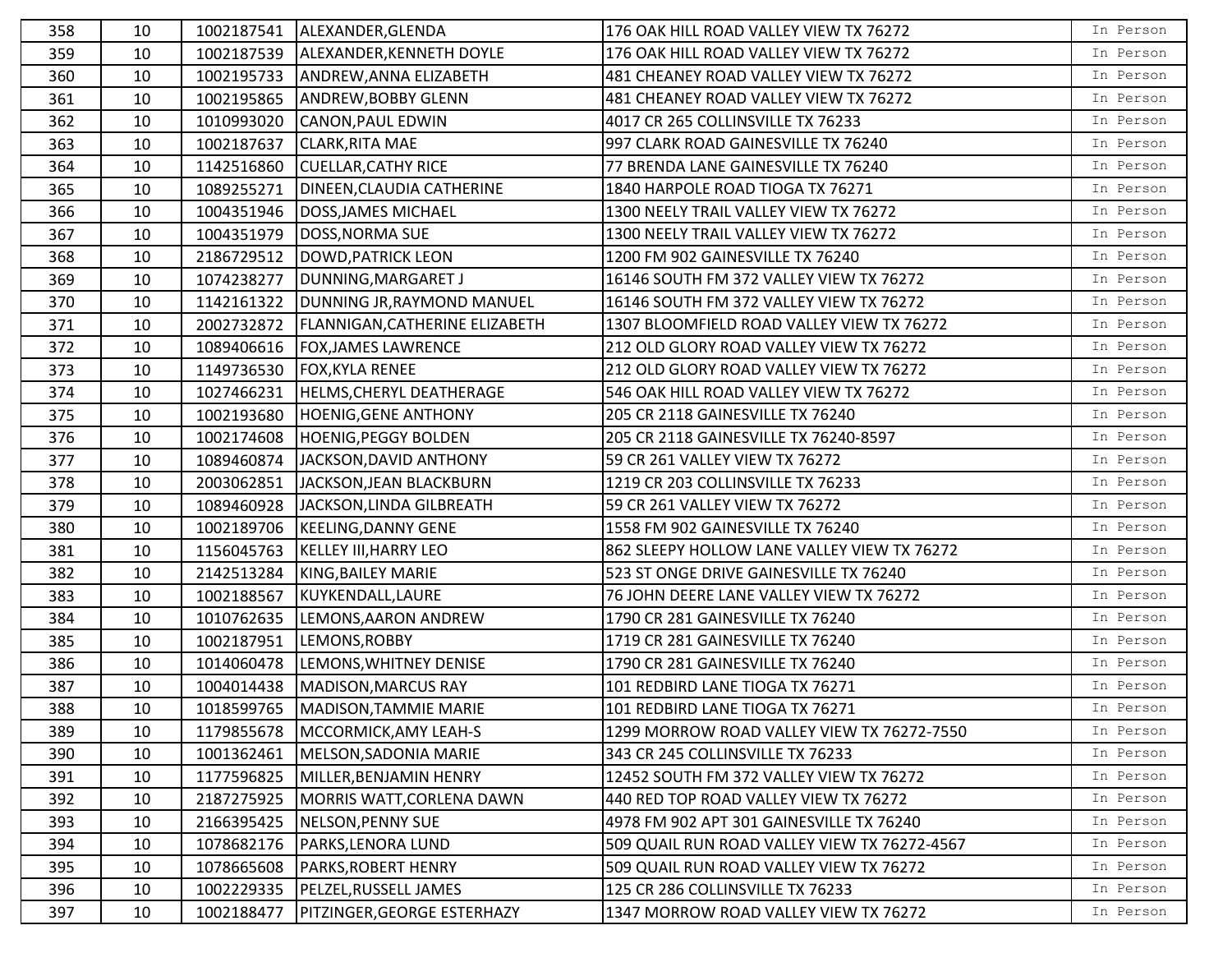| | | | | | |
|---|---|---|---|---|---|
| 358 | 10 | 1002187541 | ALEXANDER,GLENDA | 176 OAK HILL ROAD VALLEY VIEW TX 76272 | In Person |
| 359 | 10 | 1002187539 | ALEXANDER,KENNETH DOYLE | 176 OAK HILL ROAD VALLEY VIEW TX 76272 | In Person |
| 360 | 10 | 1002195733 | ANDREW,ANNA ELIZABETH | 481 CHEANEY ROAD VALLEY VIEW TX 76272 | In Person |
| 361 | 10 | 1002195865 | ANDREW,BOBBY GLENN | 481 CHEANEY ROAD VALLEY VIEW TX 76272 | In Person |
| 362 | 10 | 1010993020 | CANON,PAUL EDWIN | 4017 CR 265 COLLINSVILLE TX 76233 | In Person |
| 363 | 10 | 1002187637 | CLARK,RITA MAE | 997 CLARK ROAD GAINESVILLE TX 76240 | In Person |
| 364 | 10 | 1142516860 | CUELLAR,CATHY RICE | 77 BRENDA LANE GAINESVILLE TX 76240 | In Person |
| 365 | 10 | 1089255271 | DINEEN,CLAUDIA CATHERINE | 1840 HARPOLE ROAD TIOGA TX 76271 | In Person |
| 366 | 10 | 1004351946 | DOSS,JAMES MICHAEL | 1300 NEELY TRAIL VALLEY VIEW TX 76272 | In Person |
| 367 | 10 | 1004351979 | DOSS,NORMA SUE | 1300 NEELY TRAIL VALLEY VIEW TX 76272 | In Person |
| 368 | 10 | 2186729512 | DOWD,PATRICK LEON | 1200 FM 902 GAINESVILLE TX 76240 | In Person |
| 369 | 10 | 1074238277 | DUNNING,MARGARET J | 16146 SOUTH FM 372 VALLEY VIEW TX 76272 | In Person |
| 370 | 10 | 1142161322 | DUNNING JR,RAYMOND MANUEL | 16146 SOUTH FM 372 VALLEY VIEW TX 76272 | In Person |
| 371 | 10 | 2002732872 | FLANNIGAN,CATHERINE ELIZABETH | 1307 BLOOMFIELD ROAD VALLEY VIEW TX 76272 | In Person |
| 372 | 10 | 1089406616 | FOX,JAMES LAWRENCE | 212 OLD GLORY ROAD VALLEY VIEW TX 76272 | In Person |
| 373 | 10 | 1149736530 | FOX,KYLA RENEE | 212 OLD GLORY ROAD VALLEY VIEW TX 76272 | In Person |
| 374 | 10 | 1027466231 | HELMS,CHERYL DEATHERAGE | 546 OAK HILL ROAD VALLEY VIEW TX 76272 | In Person |
| 375 | 10 | 1002193680 | HOENIG,GENE ANTHONY | 205 CR 2118 GAINESVILLE TX 76240 | In Person |
| 376 | 10 | 1002174608 | HOENIG,PEGGY BOLDEN | 205 CR 2118 GAINESVILLE TX 76240-8597 | In Person |
| 377 | 10 | 1089460874 | JACKSON,DAVID ANTHONY | 59 CR 261 VALLEY VIEW TX 76272 | In Person |
| 378 | 10 | 2003062851 | JACKSON,JEAN BLACKBURN | 1219 CR 203 COLLINSVILLE TX 76233 | In Person |
| 379 | 10 | 1089460928 | JACKSON,LINDA GILBREATH | 59 CR 261 VALLEY VIEW TX 76272 | In Person |
| 380 | 10 | 1002189706 | KEELING,DANNY GENE | 1558 FM 902 GAINESVILLE TX 76240 | In Person |
| 381 | 10 | 1156045763 | KELLEY III,HARRY LEO | 862 SLEEPY HOLLOW LANE VALLEY VIEW TX 76272 | In Person |
| 382 | 10 | 2142513284 | KING,BAILEY MARIE | 523 ST ONGE DRIVE GAINESVILLE TX 76240 | In Person |
| 383 | 10 | 1002188567 | KUYKENDALL,LAURE | 76 JOHN DEERE LANE VALLEY VIEW TX 76272 | In Person |
| 384 | 10 | 1010762635 | LEMONS,AARON ANDREW | 1790 CR 281 GAINESVILLE TX 76240 | In Person |
| 385 | 10 | 1002187951 | LEMONS,ROBBY | 1719 CR 281 GAINESVILLE TX 76240 | In Person |
| 386 | 10 | 1014060478 | LEMONS,WHITNEY DENISE | 1790 CR 281 GAINESVILLE TX 76240 | In Person |
| 387 | 10 | 1004014438 | MADISON,MARCUS RAY | 101 REDBIRD LANE TIOGA TX 76271 | In Person |
| 388 | 10 | 1018599765 | MADISON,TAMMIE MARIE | 101 REDBIRD LANE TIOGA TX 76271 | In Person |
| 389 | 10 | 1179855678 | MCCORMICK,AMY LEAH-S | 1299 MORROW ROAD VALLEY VIEW TX 76272-7550 | In Person |
| 390 | 10 | 1001362461 | MELSON,SADONIA MARIE | 343 CR 245 COLLINSVILLE TX 76233 | In Person |
| 391 | 10 | 1177596825 | MILLER,BENJAMIN HENRY | 12452 SOUTH FM 372 VALLEY VIEW TX 76272 | In Person |
| 392 | 10 | 2187275925 | MORRIS WATT,CORLENA DAWN | 440 RED TOP ROAD VALLEY VIEW TX 76272 | In Person |
| 393 | 10 | 2166395425 | NELSON,PENNY SUE | 4978 FM 902 APT 301 GAINESVILLE TX 76240 | In Person |
| 394 | 10 | 1078682176 | PARKS,LENORA LUND | 509 QUAIL RUN ROAD VALLEY VIEW TX 76272-4567 | In Person |
| 395 | 10 | 1078665608 | PARKS,ROBERT HENRY | 509 QUAIL RUN ROAD VALLEY VIEW TX 76272 | In Person |
| 396 | 10 | 1002229335 | PELZEL,RUSSELL JAMES | 125 CR 286 COLLINSVILLE TX 76233 | In Person |
| 397 | 10 | 1002188477 | PITZINGER,GEORGE ESTERHAZY | 1347 MORROW ROAD VALLEY VIEW TX 76272 | In Person |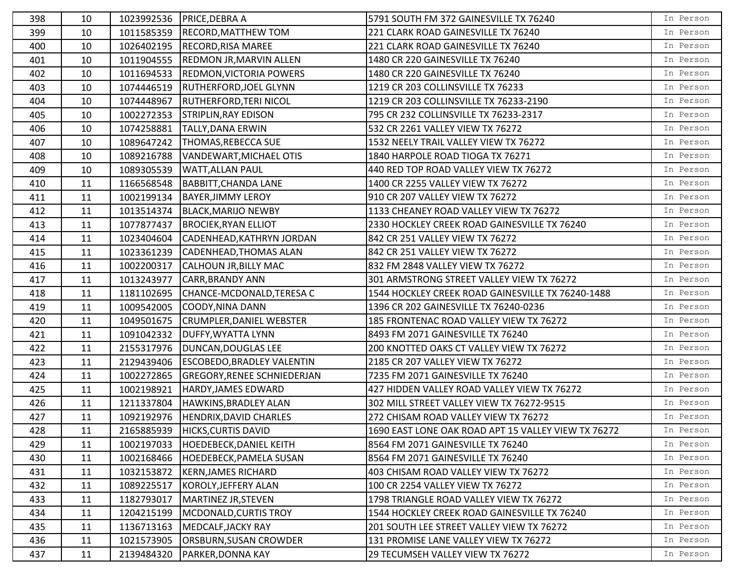| | | | | | |
|---|---|---|---|---|---|
| 398 | 10 | 1023992536 | PRICE,DEBRA A | 5791 SOUTH FM 372 GAINESVILLE TX 76240 | In Person |
| 399 | 10 | 1011585359 | RECORD,MATTHEW TOM | 221 CLARK ROAD GAINESVILLE TX 76240 | In Person |
| 400 | 10 | 1026402195 | RECORD,RISA MAREE | 221 CLARK ROAD GAINESVILLE TX 76240 | In Person |
| 401 | 10 | 1011904555 | REDMON JR,MARVIN ALLEN | 1480 CR 220 GAINESVILLE TX 76240 | In Person |
| 402 | 10 | 1011694533 | REDMON,VICTORIA POWERS | 1480 CR 220 GAINESVILLE TX 76240 | In Person |
| 403 | 10 | 1074446519 | RUTHERFORD,JOEL GLYNN | 1219 CR 203 COLLINSVILLE TX 76233 | In Person |
| 404 | 10 | 1074448967 | RUTHERFORD,TERI NICOL | 1219 CR 203 COLLINSVILLE TX 76233-2190 | In Person |
| 405 | 10 | 1002272353 | STRIPLIN,RAY EDISON | 795 CR 232 COLLINSVILLE TX 76233-2317 | In Person |
| 406 | 10 | 1074258881 | TALLY,DANA ERWIN | 532 CR 2261 VALLEY VIEW TX 76272 | In Person |
| 407 | 10 | 1089647242 | THOMAS,REBECCA SUE | 1532 NEELY TRAIL VALLEY VIEW TX 76272 | In Person |
| 408 | 10 | 1089216788 | VANDEWART,MICHAEL OTIS | 1840 HARPOLE ROAD TIOGA TX 76271 | In Person |
| 409 | 10 | 1089305539 | WATT,ALLAN PAUL | 440 RED TOP ROAD VALLEY VIEW TX 76272 | In Person |
| 410 | 11 | 1166568548 | BABBITT,CHANDA LANE | 1400 CR 2255 VALLEY VIEW TX 76272 | In Person |
| 411 | 11 | 1002199134 | BAYER,JIMMY LEROY | 910 CR 207 VALLEY VIEW TX 76272 | In Person |
| 412 | 11 | 1013514374 | BLACK,MARIJO NEWBY | 1133 CHEANEY ROAD VALLEY VIEW TX 76272 | In Person |
| 413 | 11 | 1077877437 | BROCIEK,RYAN ELLIOT | 2330 HOCKLEY CREEK ROAD GAINESVILLE TX 76240 | In Person |
| 414 | 11 | 1023404604 | CADENHEAD,KATHRYN JORDAN | 842 CR 251 VALLEY VIEW TX 76272 | In Person |
| 415 | 11 | 1023361239 | CADENHEAD,THOMAS ALAN | 842 CR 251 VALLEY VIEW TX 76272 | In Person |
| 416 | 11 | 1002200317 | CALHOUN JR,BILLY MAC | 832 FM 2848 VALLEY VIEW TX 76272 | In Person |
| 417 | 11 | 1013243977 | CARR,BRANDY ANN | 301 ARMSTRONG STREET VALLEY VIEW TX 76272 | In Person |
| 418 | 11 | 1181102695 | CHANCE-MCDONALD,TERESA C | 1544 HOCKLEY CREEK ROAD GAINESVILLE TX 76240-1488 | In Person |
| 419 | 11 | 1009542005 | COODY,NINA DANN | 1396 CR 202 GAINESVILLE TX 76240-0236 | In Person |
| 420 | 11 | 1049501675 | CRUMPLER,DANIEL WEBSTER | 185 FRONTENAC ROAD VALLEY VIEW TX 76272 | In Person |
| 421 | 11 | 1091042332 | DUFFY,WYATTA LYNN | 8493 FM 2071 GAINESVILLE TX 76240 | In Person |
| 422 | 11 | 2155317976 | DUNCAN,DOUGLAS LEE | 200 KNOTTED OAKS CT VALLEY VIEW TX 76272 | In Person |
| 423 | 11 | 2129439406 | ESCOBEDO,BRADLEY VALENTIN | 2185 CR 207 VALLEY VIEW TX 76272 | In Person |
| 424 | 11 | 1002272865 | GREGORY,RENEE SCHNIEDERJAN | 7235 FM 2071 GAINESVILLE TX 76240 | In Person |
| 425 | 11 | 1002198921 | HARDY,JAMES EDWARD | 427 HIDDEN VALLEY ROAD VALLEY VIEW TX 76272 | In Person |
| 426 | 11 | 1211337804 | HAWKINS,BRADLEY ALAN | 302 MILL STREET VALLEY VIEW TX 76272-9515 | In Person |
| 427 | 11 | 1092192976 | HENDRIX,DAVID CHARLES | 272 CHISAM ROAD VALLEY VIEW TX 76272 | In Person |
| 428 | 11 | 2165885939 | HICKS,CURTIS DAVID | 1690 EAST LONE OAK ROAD APT 15 VALLEY VIEW TX 76272 | In Person |
| 429 | 11 | 1002197033 | HOEDEBECK,DANIEL KEITH | 8564 FM 2071 GAINESVILLE TX 76240 | In Person |
| 430 | 11 | 1002168466 | HOEDEBECK,PAMELA SUSAN | 8564 FM 2071 GAINESVILLE TX 76240 | In Person |
| 431 | 11 | 1032153872 | KERN,JAMES RICHARD | 403 CHISAM ROAD VALLEY VIEW TX 76272 | In Person |
| 432 | 11 | 1089225517 | KOROLY,JEFFERY ALAN | 100 CR 2254 VALLEY VIEW TX 76272 | In Person |
| 433 | 11 | 1182793017 | MARTINEZ JR,STEVEN | 1798 TRIANGLE ROAD VALLEY VIEW TX 76272 | In Person |
| 434 | 11 | 1204215199 | MCDONALD,CURTIS TROY | 1544 HOCKLEY CREEK ROAD GAINESVILLE TX 76240 | In Person |
| 435 | 11 | 1136713163 | MEDCALF,JACKY RAY | 201 SOUTH LEE STREET VALLEY VIEW TX 76272 | In Person |
| 436 | 11 | 1021573905 | ORSBURN,SUSAN CROWDER | 131 PROMISE LANE VALLEY VIEW TX 76272 | In Person |
| 437 | 11 | 2139484320 | PARKER,DONNA KAY | 29 TECUMSEH VALLEY VIEW TX 76272 | In Person |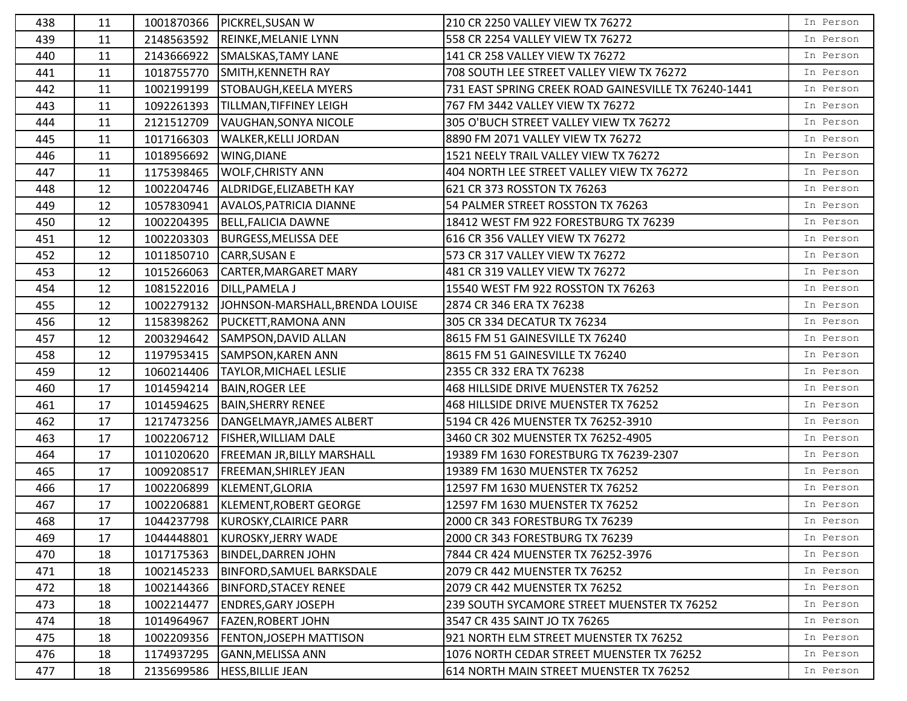| | | | | | |
|---|---|---|---|---|---|
| 438 | 11 | 1001870366 | PICKREL,SUSAN W | 210 CR 2250 VALLEY VIEW TX 76272 | In Person |
| 439 | 11 | 2148563592 | REINKE,MELANIE LYNN | 558 CR 2254 VALLEY VIEW TX 76272 | In Person |
| 440 | 11 | 2143666922 | SMALSKAS,TAMY LANE | 141 CR 258 VALLEY VIEW TX 76272 | In Person |
| 441 | 11 | 1018755770 | SMITH,KENNETH RAY | 708 SOUTH LEE STREET VALLEY VIEW TX 76272 | In Person |
| 442 | 11 | 1002199199 | STOBAUGH,KEELA MYERS | 731 EAST SPRING CREEK ROAD GAINESVILLE TX 76240-1441 | In Person |
| 443 | 11 | 1092261393 | TILLMAN,TIFFINEY LEIGH | 767 FM 3442 VALLEY VIEW TX 76272 | In Person |
| 444 | 11 | 2121512709 | VAUGHAN,SONYA NICOLE | 305 O'BUCH STREET VALLEY VIEW TX 76272 | In Person |
| 445 | 11 | 1017166303 | WALKER,KELLI JORDAN | 8890 FM 2071 VALLEY VIEW TX 76272 | In Person |
| 446 | 11 | 1018956692 | WING,DIANE | 1521 NEELY TRAIL VALLEY VIEW TX 76272 | In Person |
| 447 | 11 | 1175398465 | WOLF,CHRISTY ANN | 404 NORTH LEE STREET VALLEY VIEW TX 76272 | In Person |
| 448 | 12 | 1002204746 | ALDRIDGE,ELIZABETH KAY | 621 CR 373 ROSSTON TX 76263 | In Person |
| 449 | 12 | 1057830941 | AVALOS,PATRICIA DIANNE | 54 PALMER STREET ROSSTON TX 76263 | In Person |
| 450 | 12 | 1002204395 | BELL,FALICIA DAWNE | 18412 WEST FM 922 FORESTBURG TX 76239 | In Person |
| 451 | 12 | 1002203303 | BURGESS,MELISSA DEE | 616 CR 356 VALLEY VIEW TX 76272 | In Person |
| 452 | 12 | 1011850710 | CARR,SUSAN E | 573 CR 317 VALLEY VIEW TX 76272 | In Person |
| 453 | 12 | 1015266063 | CARTER,MARGARET MARY | 481 CR 319 VALLEY VIEW TX 76272 | In Person |
| 454 | 12 | 1081522016 | DILL,PAMELA J | 15540 WEST FM 922 ROSSTON TX 76263 | In Person |
| 455 | 12 | 1002279132 | JOHNSON-MARSHALL,BRENDA LOUISE | 2874 CR 346 ERA TX 76238 | In Person |
| 456 | 12 | 1158398262 | PUCKETT,RAMONA ANN | 305 CR 334 DECATUR TX 76234 | In Person |
| 457 | 12 | 2003294642 | SAMPSON,DAVID ALLAN | 8615 FM 51 GAINESVILLE TX 76240 | In Person |
| 458 | 12 | 1197953415 | SAMPSON,KAREN ANN | 8615 FM 51 GAINESVILLE TX 76240 | In Person |
| 459 | 12 | 1060214406 | TAYLOR,MICHAEL LESLIE | 2355 CR 332 ERA TX 76238 | In Person |
| 460 | 17 | 1014594214 | BAIN,ROGER LEE | 468 HILLSIDE DRIVE MUENSTER TX 76252 | In Person |
| 461 | 17 | 1014594625 | BAIN,SHERRY RENEE | 468 HILLSIDE DRIVE MUENSTER TX 76252 | In Person |
| 462 | 17 | 1217473256 | DANGELMAYR,JAMES ALBERT | 5194 CR 426 MUENSTER TX 76252-3910 | In Person |
| 463 | 17 | 1002206712 | FISHER,WILLIAM DALE | 3460 CR 302 MUENSTER TX 76252-4905 | In Person |
| 464 | 17 | 1011020620 | FREEMAN JR,BILLY MARSHALL | 19389 FM 1630 FORESTBURG TX 76239-2307 | In Person |
| 465 | 17 | 1009208517 | FREEMAN,SHIRLEY JEAN | 19389 FM 1630 MUENSTER TX 76252 | In Person |
| 466 | 17 | 1002206899 | KLEMENT,GLORIA | 12597 FM 1630 MUENSTER TX 76252 | In Person |
| 467 | 17 | 1002206881 | KLEMENT,ROBERT GEORGE | 12597 FM 1630 MUENSTER TX 76252 | In Person |
| 468 | 17 | 1044237798 | KUROSKY,CLAIRICE PARR | 2000 CR 343 FORESTBURG TX 76239 | In Person |
| 469 | 17 | 1044448801 | KUROSKY,JERRY WADE | 2000 CR 343 FORESTBURG TX 76239 | In Person |
| 470 | 18 | 1017175363 | BINDEL,DARREN JOHN | 7844 CR 424 MUENSTER TX 76252-3976 | In Person |
| 471 | 18 | 1002145233 | BINFORD,SAMUEL BARKSDALE | 2079 CR 442 MUENSTER TX 76252 | In Person |
| 472 | 18 | 1002144366 | BINFORD,STACEY RENEE | 2079 CR 442 MUENSTER TX 76252 | In Person |
| 473 | 18 | 1002214477 | ENDRES,GARY JOSEPH | 239 SOUTH SYCAMORE STREET MUENSTER TX 76252 | In Person |
| 474 | 18 | 1014964967 | FAZEN,ROBERT JOHN | 3547 CR 435 SAINT JO TX 76265 | In Person |
| 475 | 18 | 1002209356 | FENTON,JOSEPH MATTISON | 921 NORTH ELM STREET MUENSTER TX 76252 | In Person |
| 476 | 18 | 1174937295 | GANN,MELISSA ANN | 1076 NORTH CEDAR STREET MUENSTER TX 76252 | In Person |
| 477 | 18 | 2135699586 | HESS,BILLIE JEAN | 614 NORTH MAIN STREET MUENSTER TX 76252 | In Person |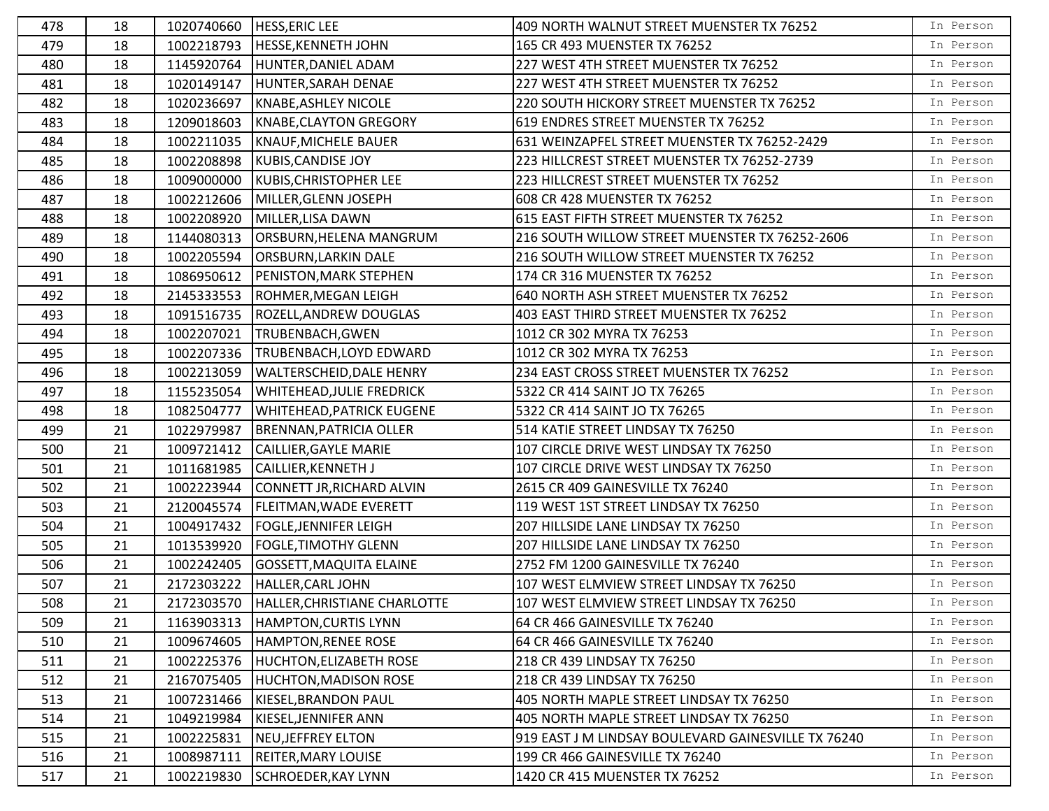| | | | | | |
|---|---|---|---|---|---|
| 478 | 18 | 1020740660 | HESS,ERIC LEE | 409 NORTH WALNUT STREET MUENSTER TX 76252 | In Person |
| 479 | 18 | 1002218793 | HESSE,KENNETH JOHN | 165 CR 493 MUENSTER TX 76252 | In Person |
| 480 | 18 | 1145920764 | HUNTER,DANIEL ADAM | 227 WEST 4TH STREET MUENSTER TX 76252 | In Person |
| 481 | 18 | 1020149147 | HUNTER,SARAH DENAE | 227 WEST 4TH STREET MUENSTER TX 76252 | In Person |
| 482 | 18 | 1020236697 | KNABE,ASHLEY NICOLE | 220 SOUTH HICKORY STREET MUENSTER TX 76252 | In Person |
| 483 | 18 | 1209018603 | KNABE,CLAYTON GREGORY | 619 ENDRES STREET MUENSTER TX 76252 | In Person |
| 484 | 18 | 1002211035 | KNAUF,MICHELE BAUER | 631 WEINZAPFEL STREET MUENSTER TX 76252-2429 | In Person |
| 485 | 18 | 1002208898 | KUBIS,CANDISE JOY | 223 HILLCREST STREET MUENSTER TX 76252-2739 | In Person |
| 486 | 18 | 1009000000 | KUBIS,CHRISTOPHER LEE | 223 HILLCREST STREET MUENSTER TX 76252 | In Person |
| 487 | 18 | 1002212606 | MILLER,GLENN JOSEPH | 608 CR 428 MUENSTER TX 76252 | In Person |
| 488 | 18 | 1002208920 | MILLER,LISA DAWN | 615 EAST FIFTH STREET MUENSTER TX 76252 | In Person |
| 489 | 18 | 1144080313 | ORSBURN,HELENA MANGRUM | 216 SOUTH WILLOW STREET MUENSTER TX 76252-2606 | In Person |
| 490 | 18 | 1002205594 | ORSBURN,LARKIN DALE | 216 SOUTH WILLOW STREET MUENSTER TX 76252 | In Person |
| 491 | 18 | 1086950612 | PENISTON,MARK STEPHEN | 174 CR 316 MUENSTER TX 76252 | In Person |
| 492 | 18 | 2145333553 | ROHMER,MEGAN LEIGH | 640 NORTH ASH STREET MUENSTER TX 76252 | In Person |
| 493 | 18 | 1091516735 | ROZELL,ANDREW DOUGLAS | 403 EAST THIRD STREET MUENSTER TX 76252 | In Person |
| 494 | 18 | 1002207021 | TRUBENBACH,GWEN | 1012 CR 302 MYRA TX 76253 | In Person |
| 495 | 18 | 1002207336 | TRUBENBACH,LOYD EDWARD | 1012 CR 302 MYRA TX 76253 | In Person |
| 496 | 18 | 1002213059 | WALTERSCHEID,DALE HENRY | 234 EAST CROSS STREET MUENSTER TX 76252 | In Person |
| 497 | 18 | 1155235054 | WHITEHEAD,JULIE FREDRICK | 5322 CR 414 SAINT JO TX 76265 | In Person |
| 498 | 18 | 1082504777 | WHITEHEAD,PATRICK EUGENE | 5322 CR 414 SAINT JO TX 76265 | In Person |
| 499 | 21 | 1022979987 | BRENNAN,PATRICIA OLLER | 514 KATIE STREET LINDSAY TX 76250 | In Person |
| 500 | 21 | 1009721412 | CAILLIER,GAYLE MARIE | 107 CIRCLE DRIVE WEST LINDSAY TX 76250 | In Person |
| 501 | 21 | 1011681985 | CAILLIER,KENNETH J | 107 CIRCLE DRIVE WEST LINDSAY TX 76250 | In Person |
| 502 | 21 | 1002223944 | CONNETT JR,RICHARD ALVIN | 2615 CR 409 GAINESVILLE TX 76240 | In Person |
| 503 | 21 | 2120045574 | FLEITMAN,WADE EVERETT | 119 WEST 1ST STREET LINDSAY TX 76250 | In Person |
| 504 | 21 | 1004917432 | FOGLE,JENNIFER LEIGH | 207 HILLSIDE LANE LINDSAY TX 76250 | In Person |
| 505 | 21 | 1013539920 | FOGLE,TIMOTHY GLENN | 207 HILLSIDE LANE LINDSAY TX 76250 | In Person |
| 506 | 21 | 1002242405 | GOSSETT,MAQUITA ELAINE | 2752 FM 1200 GAINESVILLE TX 76240 | In Person |
| 507 | 21 | 2172303222 | HALLER,CARL JOHN | 107 WEST ELMVIEW STREET LINDSAY TX 76250 | In Person |
| 508 | 21 | 2172303570 | HALLER,CHRISTIANE CHARLOTTE | 107 WEST ELMVIEW STREET LINDSAY TX 76250 | In Person |
| 509 | 21 | 1163903313 | HAMPTON,CURTIS LYNN | 64 CR 466 GAINESVILLE TX 76240 | In Person |
| 510 | 21 | 1009674605 | HAMPTON,RENEE ROSE | 64 CR 466 GAINESVILLE TX 76240 | In Person |
| 511 | 21 | 1002225376 | HUCHTON,ELIZABETH ROSE | 218 CR 439 LINDSAY TX 76250 | In Person |
| 512 | 21 | 2167075405 | HUCHTON,MADISON ROSE | 218 CR 439 LINDSAY TX 76250 | In Person |
| 513 | 21 | 1007231466 | KIESEL,BRANDON PAUL | 405 NORTH MAPLE STREET LINDSAY TX 76250 | In Person |
| 514 | 21 | 1049219984 | KIESEL,JENNIFER ANN | 405 NORTH MAPLE STREET LINDSAY TX 76250 | In Person |
| 515 | 21 | 1002225831 | NEU,JEFFREY ELTON | 919 EAST J M LINDSAY BOULEVARD GAINESVILLE TX 76240 | In Person |
| 516 | 21 | 1008987111 | REITER,MARY LOUISE | 199 CR 466 GAINESVILLE TX 76240 | In Person |
| 517 | 21 | 1002219830 | SCHROEDER,KAY LYNN | 1420 CR 415 MUENSTER TX 76252 | In Person |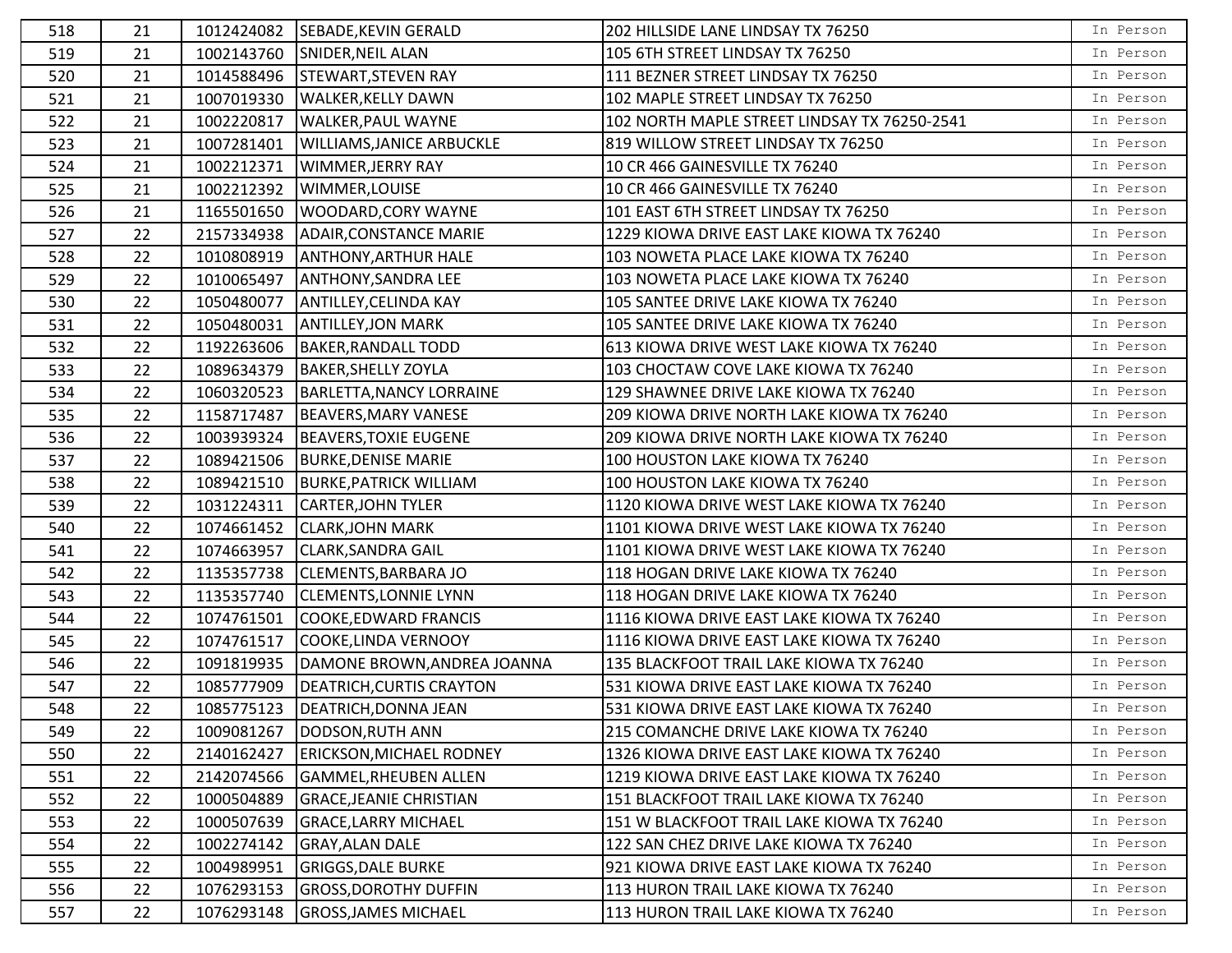| 518 | 21 | 1012424082 | SEBADE,KEVIN GERALD | 202 HILLSIDE LANE LINDSAY TX 76250 | In Person |
|---|---|---|---|---|---|
| 519 | 21 | 1002143760 | SNIDER,NEIL ALAN | 105 6TH STREET LINDSAY TX 76250 | In Person |
| 520 | 21 | 1014588496 | STEWART,STEVEN RAY | 111 BEZNER STREET LINDSAY TX 76250 | In Person |
| 521 | 21 | 1007019330 | WALKER,KELLY DAWN | 102 MAPLE STREET LINDSAY TX 76250 | In Person |
| 522 | 21 | 1002220817 | WALKER,PAUL WAYNE | 102 NORTH MAPLE STREET LINDSAY TX 76250-2541 | In Person |
| 523 | 21 | 1007281401 | WILLIAMS,JANICE ARBUCKLE | 819 WILLOW STREET LINDSAY TX 76250 | In Person |
| 524 | 21 | 1002212371 | WIMMER,JERRY RAY | 10 CR 466 GAINESVILLE TX 76240 | In Person |
| 525 | 21 | 1002212392 | WIMMER,LOUISE | 10 CR 466 GAINESVILLE TX 76240 | In Person |
| 526 | 21 | 1165501650 | WOODARD,CORY WAYNE | 101 EAST 6TH STREET LINDSAY TX 76250 | In Person |
| 527 | 22 | 2157334938 | ADAIR,CONSTANCE MARIE | 1229 KIOWA DRIVE EAST LAKE KIOWA TX 76240 | In Person |
| 528 | 22 | 1010808919 | ANTHONY,ARTHUR HALE | 103 NOWETA PLACE LAKE KIOWA TX 76240 | In Person |
| 529 | 22 | 1010065497 | ANTHONY,SANDRA LEE | 103 NOWETA PLACE LAKE KIOWA TX 76240 | In Person |
| 530 | 22 | 1050480077 | ANTILLEY,CELINDA KAY | 105 SANTEE DRIVE LAKE KIOWA TX 76240 | In Person |
| 531 | 22 | 1050480031 | ANTILLEY,JON MARK | 105 SANTEE DRIVE LAKE KIOWA TX 76240 | In Person |
| 532 | 22 | 1192263606 | BAKER,RANDALL TODD | 613 KIOWA DRIVE WEST LAKE KIOWA TX 76240 | In Person |
| 533 | 22 | 1089634379 | BAKER,SHELLY ZOYLA | 103 CHOCTAW COVE LAKE KIOWA TX 76240 | In Person |
| 534 | 22 | 1060320523 | BARLETTA,NANCY LORRAINE | 129 SHAWNEE DRIVE LAKE KIOWA TX 76240 | In Person |
| 535 | 22 | 1158717487 | BEAVERS,MARY VANESE | 209 KIOWA DRIVE NORTH LAKE KIOWA TX 76240 | In Person |
| 536 | 22 | 1003939324 | BEAVERS,TOXIE EUGENE | 209 KIOWA DRIVE NORTH LAKE KIOWA TX 76240 | In Person |
| 537 | 22 | 1089421506 | BURKE,DENISE MARIE | 100 HOUSTON LAKE KIOWA TX 76240 | In Person |
| 538 | 22 | 1089421510 | BURKE,PATRICK WILLIAM | 100 HOUSTON LAKE KIOWA TX 76240 | In Person |
| 539 | 22 | 1031224311 | CARTER,JOHN TYLER | 1120 KIOWA DRIVE WEST LAKE KIOWA TX 76240 | In Person |
| 540 | 22 | 1074661452 | CLARK,JOHN MARK | 1101 KIOWA DRIVE WEST LAKE KIOWA TX 76240 | In Person |
| 541 | 22 | 1074663957 | CLARK,SANDRA GAIL | 1101 KIOWA DRIVE WEST LAKE KIOWA TX 76240 | In Person |
| 542 | 22 | 1135357738 | CLEMENTS,BARBARA JO | 118 HOGAN DRIVE LAKE KIOWA TX 76240 | In Person |
| 543 | 22 | 1135357740 | CLEMENTS,LONNIE LYNN | 118 HOGAN DRIVE LAKE KIOWA TX 76240 | In Person |
| 544 | 22 | 1074761501 | COOKE,EDWARD FRANCIS | 1116 KIOWA DRIVE EAST LAKE KIOWA TX 76240 | In Person |
| 545 | 22 | 1074761517 | COOKE,LINDA VERNOOY | 1116 KIOWA DRIVE EAST LAKE KIOWA TX 76240 | In Person |
| 546 | 22 | 1091819935 | DAMONE BROWN,ANDREA JOANNA | 135 BLACKFOOT TRAIL LAKE KIOWA TX 76240 | In Person |
| 547 | 22 | 1085777909 | DEATRICH,CURTIS CRAYTON | 531 KIOWA DRIVE EAST LAKE KIOWA TX 76240 | In Person |
| 548 | 22 | 1085775123 | DEATRICH,DONNA JEAN | 531 KIOWA DRIVE EAST LAKE KIOWA TX 76240 | In Person |
| 549 | 22 | 1009081267 | DODSON,RUTH ANN | 215 COMANCHE DRIVE LAKE KIOWA TX 76240 | In Person |
| 550 | 22 | 2140162427 | ERICKSON,MICHAEL RODNEY | 1326 KIOWA DRIVE EAST LAKE KIOWA TX 76240 | In Person |
| 551 | 22 | 2142074566 | GAMMEL,RHEUBEN ALLEN | 1219 KIOWA DRIVE EAST LAKE KIOWA TX 76240 | In Person |
| 552 | 22 | 1000504889 | GRACE,JEANIE CHRISTIAN | 151 BLACKFOOT TRAIL LAKE KIOWA TX 76240 | In Person |
| 553 | 22 | 1000507639 | GRACE,LARRY MICHAEL | 151 W BLACKFOOT TRAIL LAKE KIOWA TX 76240 | In Person |
| 554 | 22 | 1002274142 | GRAY,ALAN DALE | 122 SAN CHEZ DRIVE LAKE KIOWA TX 76240 | In Person |
| 555 | 22 | 1004989951 | GRIGGS,DALE BURKE | 921 KIOWA DRIVE EAST LAKE KIOWA TX 76240 | In Person |
| 556 | 22 | 1076293153 | GROSS,DOROTHY DUFFIN | 113 HURON TRAIL LAKE KIOWA TX 76240 | In Person |
| 557 | 22 | 1076293148 | GROSS,JAMES MICHAEL | 113 HURON TRAIL LAKE KIOWA TX 76240 | In Person |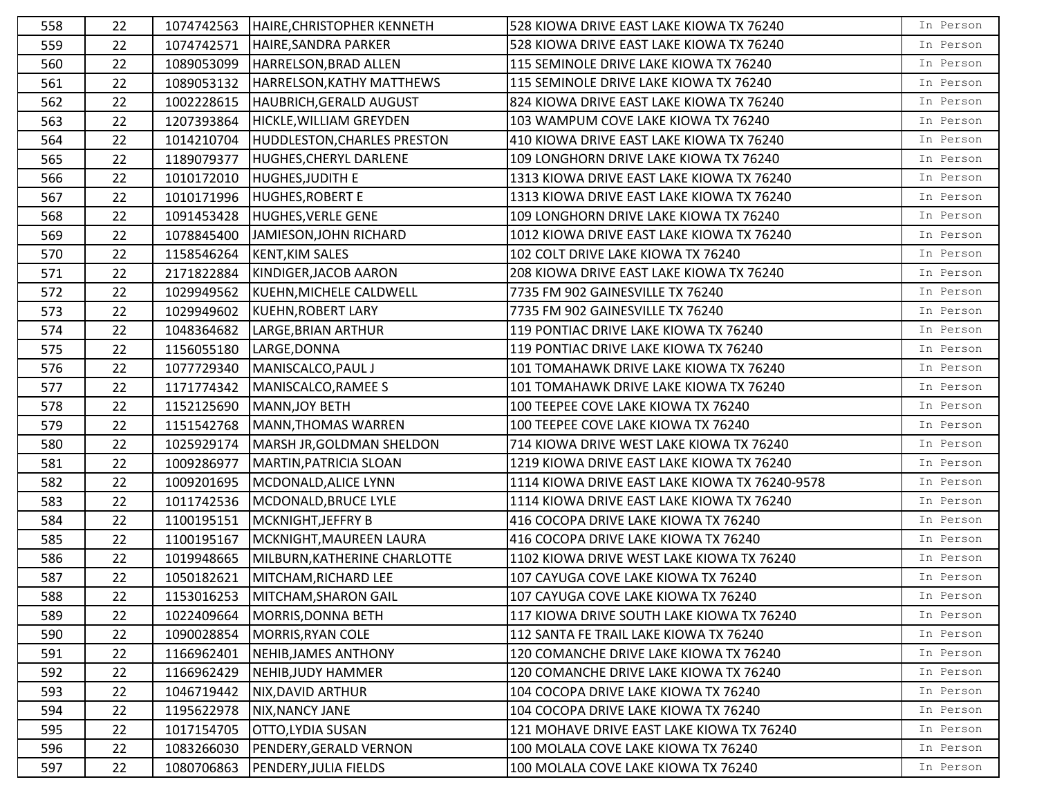| | | | | | |
|---|---|---|---|---|---|
| 558 | 22 | 1074742563 | HAIRE,CHRISTOPHER KENNETH | 528 KIOWA DRIVE EAST LAKE KIOWA TX 76240 | In Person |
| 559 | 22 | 1074742571 | HAIRE,SANDRA PARKER | 528 KIOWA DRIVE EAST LAKE KIOWA TX 76240 | In Person |
| 560 | 22 | 1089053099 | HARRELSON,BRAD ALLEN | 115 SEMINOLE DRIVE LAKE KIOWA TX 76240 | In Person |
| 561 | 22 | 1089053132 | HARRELSON,KATHY MATTHEWS | 115 SEMINOLE DRIVE LAKE KIOWA TX 76240 | In Person |
| 562 | 22 | 1002228615 | HAUBRICH,GERALD AUGUST | 824 KIOWA DRIVE EAST LAKE KIOWA TX 76240 | In Person |
| 563 | 22 | 1207393864 | HICKLE,WILLIAM GREYDEN | 103 WAMPUM COVE LAKE KIOWA TX 76240 | In Person |
| 564 | 22 | 1014210704 | HUDDLESTON,CHARLES PRESTON | 410 KIOWA DRIVE EAST LAKE KIOWA TX 76240 | In Person |
| 565 | 22 | 1189079377 | HUGHES,CHERYL DARLENE | 109 LONGHORN DRIVE LAKE KIOWA TX 76240 | In Person |
| 566 | 22 | 1010172010 | HUGHES,JUDITH E | 1313 KIOWA DRIVE EAST LAKE KIOWA TX 76240 | In Person |
| 567 | 22 | 1010171996 | HUGHES,ROBERT E | 1313 KIOWA DRIVE EAST LAKE KIOWA TX 76240 | In Person |
| 568 | 22 | 1091453428 | HUGHES,VERLE GENE | 109 LONGHORN DRIVE LAKE KIOWA TX 76240 | In Person |
| 569 | 22 | 1078845400 | JAMIESON,JOHN RICHARD | 1012 KIOWA DRIVE EAST LAKE KIOWA TX 76240 | In Person |
| 570 | 22 | 1158546264 | KENT,KIM SALES | 102 COLT DRIVE LAKE KIOWA TX 76240 | In Person |
| 571 | 22 | 2171822884 | KINDIGER,JACOB AARON | 208 KIOWA DRIVE EAST LAKE KIOWA TX 76240 | In Person |
| 572 | 22 | 1029949562 | KUEHN,MICHELE CALDWELL | 7735 FM 902 GAINESVILLE TX 76240 | In Person |
| 573 | 22 | 1029949602 | KUEHN,ROBERT LARY | 7735 FM 902 GAINESVILLE TX 76240 | In Person |
| 574 | 22 | 1048364682 | LARGE,BRIAN ARTHUR | 119 PONTIAC DRIVE LAKE KIOWA TX 76240 | In Person |
| 575 | 22 | 1156055180 | LARGE,DONNA | 119 PONTIAC DRIVE LAKE KIOWA TX 76240 | In Person |
| 576 | 22 | 1077729340 | MANISCALCO,PAUL J | 101 TOMAHAWK DRIVE LAKE KIOWA TX 76240 | In Person |
| 577 | 22 | 1171774342 | MANISCALCO,RAMEE S | 101 TOMAHAWK DRIVE LAKE KIOWA TX 76240 | In Person |
| 578 | 22 | 1152125690 | MANN,JOY BETH | 100 TEEPEE COVE LAKE KIOWA TX 76240 | In Person |
| 579 | 22 | 1151542768 | MANN,THOMAS WARREN | 100 TEEPEE COVE LAKE KIOWA TX 76240 | In Person |
| 580 | 22 | 1025929174 | MARSH JR,GOLDMAN SHELDON | 714 KIOWA DRIVE WEST LAKE KIOWA TX 76240 | In Person |
| 581 | 22 | 1009286977 | MARTIN,PATRICIA SLOAN | 1219 KIOWA DRIVE EAST LAKE KIOWA TX 76240 | In Person |
| 582 | 22 | 1009201695 | MCDONALD,ALICE LYNN | 1114 KIOWA DRIVE EAST LAKE KIOWA TX 76240-9578 | In Person |
| 583 | 22 | 1011742536 | MCDONALD,BRUCE LYLE | 1114 KIOWA DRIVE EAST LAKE KIOWA TX 76240 | In Person |
| 584 | 22 | 1100195151 | MCKNIGHT,JEFFRY B | 416 COCOPA DRIVE LAKE KIOWA TX 76240 | In Person |
| 585 | 22 | 1100195167 | MCKNIGHT,MAUREEN LAURA | 416 COCOPA DRIVE LAKE KIOWA TX 76240 | In Person |
| 586 | 22 | 1019948665 | MILBURN,KATHERINE CHARLOTTE | 1102 KIOWA DRIVE WEST LAKE KIOWA TX 76240 | In Person |
| 587 | 22 | 1050182621 | MITCHAM,RICHARD LEE | 107 CAYUGA COVE LAKE KIOWA TX 76240 | In Person |
| 588 | 22 | 1153016253 | MITCHAM,SHARON GAIL | 107 CAYUGA COVE LAKE KIOWA TX 76240 | In Person |
| 589 | 22 | 1022409664 | MORRIS,DONNA BETH | 117 KIOWA DRIVE SOUTH LAKE KIOWA TX 76240 | In Person |
| 590 | 22 | 1090028854 | MORRIS,RYAN COLE | 112 SANTA FE TRAIL LAKE KIOWA TX 76240 | In Person |
| 591 | 22 | 1166962401 | NEHIB,JAMES ANTHONY | 120 COMANCHE DRIVE LAKE KIOWA TX 76240 | In Person |
| 592 | 22 | 1166962429 | NEHIB,JUDY HAMMER | 120 COMANCHE DRIVE LAKE KIOWA TX 76240 | In Person |
| 593 | 22 | 1046719442 | NIX,DAVID ARTHUR | 104 COCOPA DRIVE LAKE KIOWA TX 76240 | In Person |
| 594 | 22 | 1195622978 | NIX,NANCY JANE | 104 COCOPA DRIVE LAKE KIOWA TX 76240 | In Person |
| 595 | 22 | 1017154705 | OTTO,LYDIA SUSAN | 121 MOHAVE DRIVE EAST LAKE KIOWA TX 76240 | In Person |
| 596 | 22 | 1083266030 | PENDERY,GERALD VERNON | 100 MOLALA COVE LAKE KIOWA TX 76240 | In Person |
| 597 | 22 | 1080706863 | PENDERY,JULIA FIELDS | 100 MOLALA COVE LAKE KIOWA TX 76240 | In Person |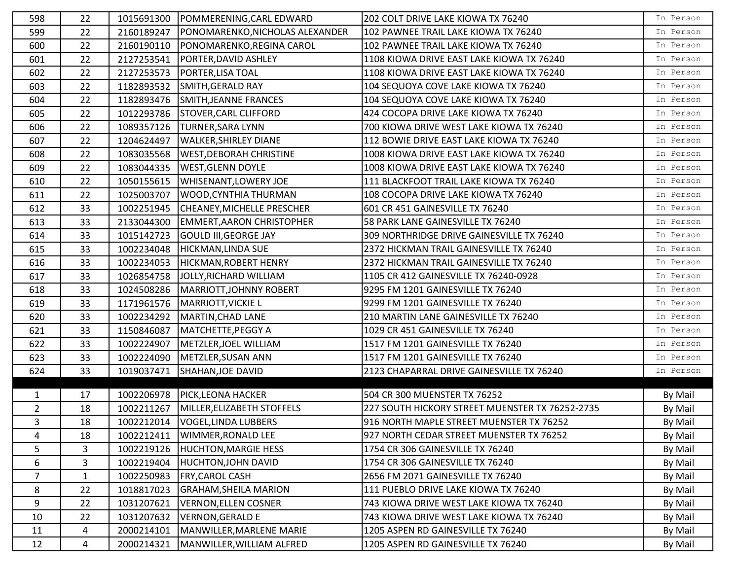| | | | | | |
|---|---|---|---|---|---|
| 598 | 22 | 1015691300 | POMMERENING,CARL EDWARD | 202 COLT DRIVE LAKE KIOWA TX 76240 | In Person |
| 599 | 22 | 2160189247 | PONOMARENKO,NICHOLAS ALEXANDER | 102 PAWNEE TRAIL LAKE KIOWA TX 76240 | In Person |
| 600 | 22 | 2160190110 | PONOMARENKO,REGINA CAROL | 102 PAWNEE TRAIL LAKE KIOWA TX 76240 | In Person |
| 601 | 22 | 2127253541 | PORTER,DAVID ASHLEY | 1108 KIOWA DRIVE EAST LAKE KIOWA TX 76240 | In Person |
| 602 | 22 | 2127253573 | PORTER,LISA TOAL | 1108 KIOWA DRIVE EAST LAKE KIOWA TX 76240 | In Person |
| 603 | 22 | 1182893532 | SMITH,GERALD RAY | 104 SEQUOYA COVE LAKE KIOWA TX 76240 | In Person |
| 604 | 22 | 1182893476 | SMITH,JEANNE FRANCES | 104 SEQUOYA COVE LAKE KIOWA TX 76240 | In Person |
| 605 | 22 | 1012293786 | STOVER,CARL CLIFFORD | 424 COCOPA DRIVE LAKE KIOWA TX 76240 | In Person |
| 606 | 22 | 1089357126 | TURNER,SARA LYNN | 700 KIOWA DRIVE WEST LAKE KIOWA TX 76240 | In Person |
| 607 | 22 | 1204624497 | WALKER,SHIRLEY DIANE | 112 BOWIE DRIVE EAST LAKE KIOWA TX 76240 | In Person |
| 608 | 22 | 1083035568 | WEST,DEBORAH CHRISTINE | 1008 KIOWA DRIVE EAST LAKE KIOWA TX 76240 | In Person |
| 609 | 22 | 1083044335 | WEST,GLENN DOYLE | 1008 KIOWA DRIVE EAST LAKE KIOWA TX 76240 | In Person |
| 610 | 22 | 1050155615 | WHISENANT,LOWERY JOE | 111 BLACKFOOT TRAIL LAKE KIOWA TX 76240 | In Person |
| 611 | 22 | 1025003707 | WOOD,CYNTHIA THURMAN | 108 COCOPA DRIVE LAKE KIOWA TX 76240 | In Person |
| 612 | 33 | 1002251945 | CHEANEY,MICHELLE PRESCHER | 601 CR 451 GAINESVILLE TX 76240 | In Person |
| 613 | 33 | 2133044300 | EMMERT,AARON CHRISTOPHER | 58 PARK LANE GAINESVILLE TX 76240 | In Person |
| 614 | 33 | 1015142723 | GOULD III,GEORGE JAY | 309 NORTHRIDGE DRIVE GAINESVILLE TX 76240 | In Person |
| 615 | 33 | 1002234048 | HICKMAN,LINDA SUE | 2372 HICKMAN TRAIL GAINESVILLE TX 76240 | In Person |
| 616 | 33 | 1002234053 | HICKMAN,ROBERT HENRY | 2372 HICKMAN TRAIL GAINESVILLE TX 76240 | In Person |
| 617 | 33 | 1026854758 | JOLLY,RICHARD WILLIAM | 1105 CR 412 GAINESVILLE TX 76240-0928 | In Person |
| 618 | 33 | 1024508286 | MARRIOTT,JOHNNY ROBERT | 9295 FM 1201 GAINESVILLE TX 76240 | In Person |
| 619 | 33 | 1171961576 | MARRIOTT,VICKIE L | 9299 FM 1201 GAINESVILLE TX 76240 | In Person |
| 620 | 33 | 1002234292 | MARTIN,CHAD LANE | 210 MARTIN LANE GAINESVILLE TX 76240 | In Person |
| 621 | 33 | 1150846087 | MATCHETTE,PEGGY A | 1029 CR 451 GAINESVILLE TX 76240 | In Person |
| 622 | 33 | 1002224907 | METZLER,JOEL WILLIAM | 1517 FM 1201 GAINESVILLE TX 76240 | In Person |
| 623 | 33 | 1002224090 | METZLER,SUSAN ANN | 1517 FM 1201 GAINESVILLE TX 76240 | In Person |
| 624 | 33 | 1019037471 | SHAHAN,JOE DAVID | 2123 CHAPARRAL DRIVE GAINESVILLE TX 76240 | In Person |

| | | | | | |
|---|---|---|---|---|---|
| 1 | 17 | 1002206978 | PICK,LEONA HACKER | 504 CR 300 MUENSTER TX 76252 | By Mail |
| 2 | 18 | 1002211267 | MILLER,ELIZABETH STOFFELS | 227 SOUTH HICKORY STREET MUENSTER TX 76252-2735 | By Mail |
| 3 | 18 | 1002212014 | VOGEL,LINDA LUBBERS | 916 NORTH MAPLE STREET MUENSTER TX 76252 | By Mail |
| 4 | 18 | 1002212411 | WIMMER,RONALD LEE | 927 NORTH CEDAR STREET MUENSTER TX 76252 | By Mail |
| 5 | 3 | 1002219126 | HUCHTON,MARGIE HESS | 1754 CR 306 GAINESVILLE TX 76240 | By Mail |
| 6 | 3 | 1002219404 | HUCHTON,JOHN DAVID | 1754 CR 306 GAINESVILLE TX 76240 | By Mail |
| 7 | 1 | 1002250983 | FRY,CAROL CASH | 2656 FM 2071 GAINESVILLE TX 76240 | By Mail |
| 8 | 22 | 1018817023 | GRAHAM,SHEILA MARION | 111 PUEBLO DRIVE LAKE KIOWA TX 76240 | By Mail |
| 9 | 22 | 1031207621 | VERNON,ELLEN COSNER | 743 KIOWA DRIVE WEST LAKE KIOWA TX 76240 | By Mail |
| 10 | 22 | 1031207632 | VERNON,GERALD E | 743 KIOWA DRIVE WEST LAKE KIOWA TX 76240 | By Mail |
| 11 | 4 | 2000214101 | MANWILLER,MARLENE MARIE | 1205 ASPEN RD GAINESVILLE TX 76240 | By Mail |
| 12 | 4 | 2000214321 | MANWILLER,WILLIAM ALFRED | 1205 ASPEN RD GAINESVILLE TX 76240 | By Mail |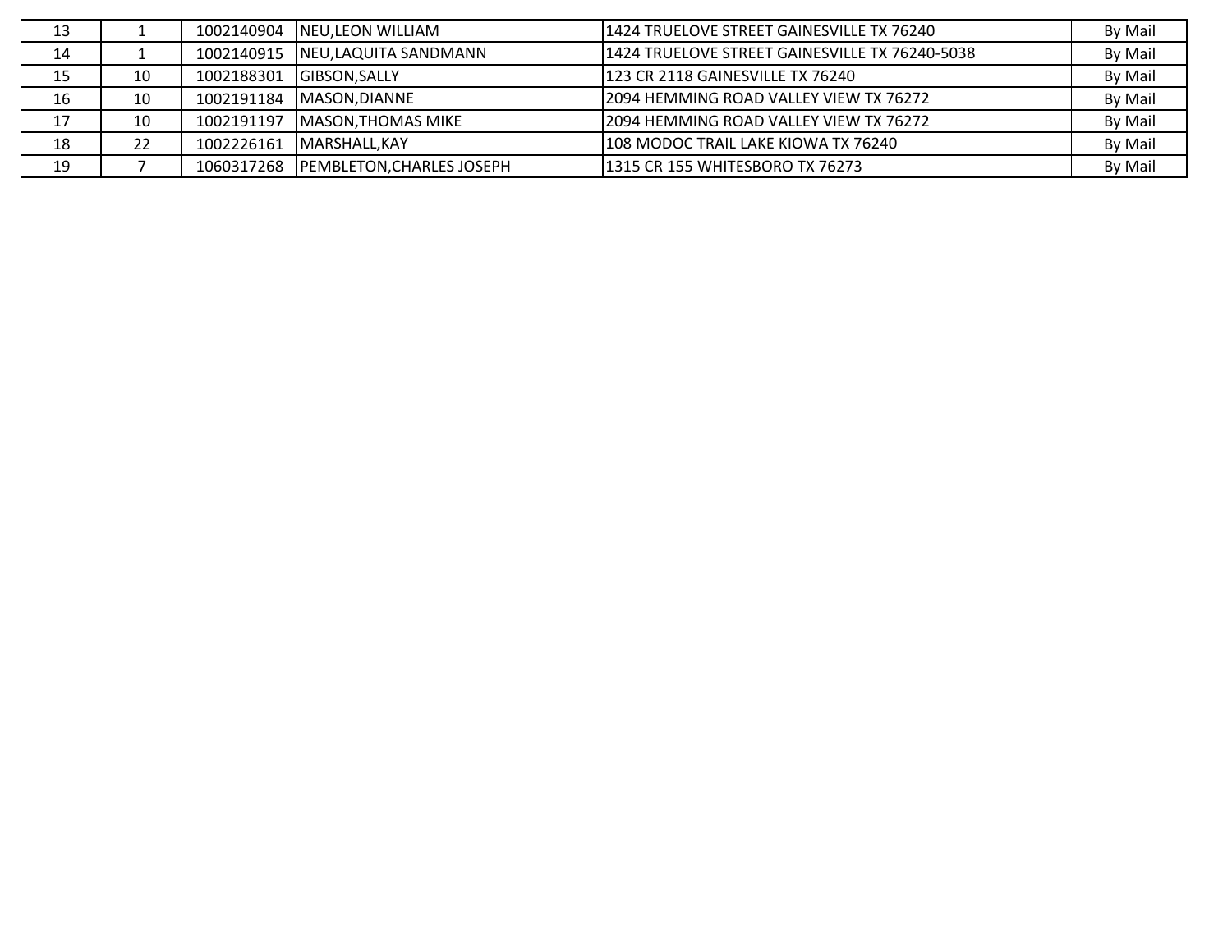| | | | | | |
|---|---|---|---|---|---|
| 13 | 1 | 1002140904 | NEU,LEON WILLIAM | 1424 TRUELOVE STREET GAINESVILLE TX 76240 | By Mail |
| 14 | 1 | 1002140915 | NEU,LAQUITA SANDMANN | 1424 TRUELOVE STREET GAINESVILLE TX 76240-5038 | By Mail |
| 15 | 10 | 1002188301 | GIBSON,SALLY | 123 CR 2118 GAINESVILLE TX 76240 | By Mail |
| 16 | 10 | 1002191184 | MASON,DIANNE | 2094 HEMMING ROAD VALLEY VIEW TX 76272 | By Mail |
| 17 | 10 | 1002191197 | MASON,THOMAS MIKE | 2094 HEMMING ROAD VALLEY VIEW TX 76272 | By Mail |
| 18 | 22 | 1002226161 | MARSHALL,KAY | 108 MODOC TRAIL LAKE KIOWA TX 76240 | By Mail |
| 19 | 7 | 1060317268 | PEMBLETON,CHARLES JOSEPH | 1315 CR 155 WHITESBORO TX 76273 | By Mail |